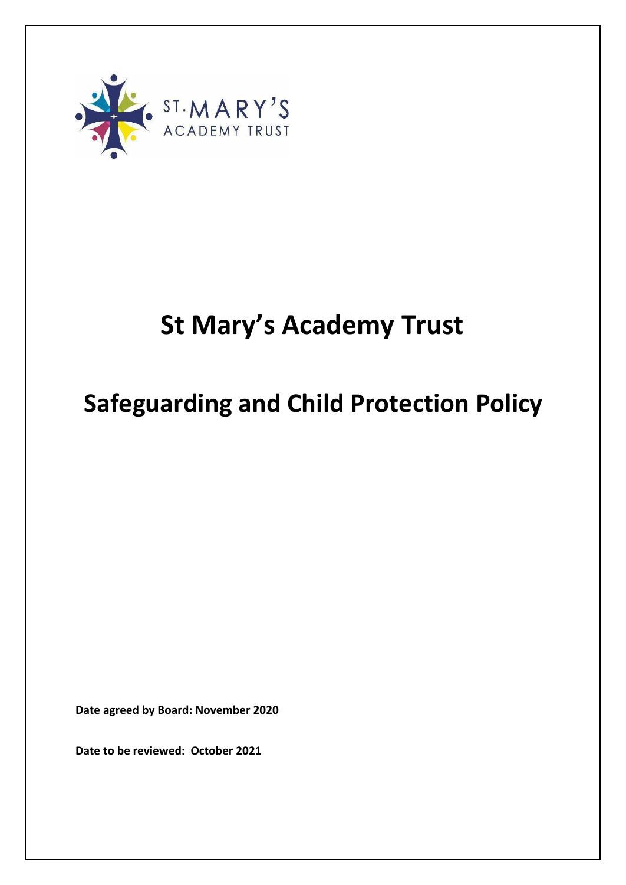# St Mary's Academy Trust

# Safeguarding and Child Protection Policy

**Date agreed by Board: November 2020**

**Date to be reviewed: October 2021**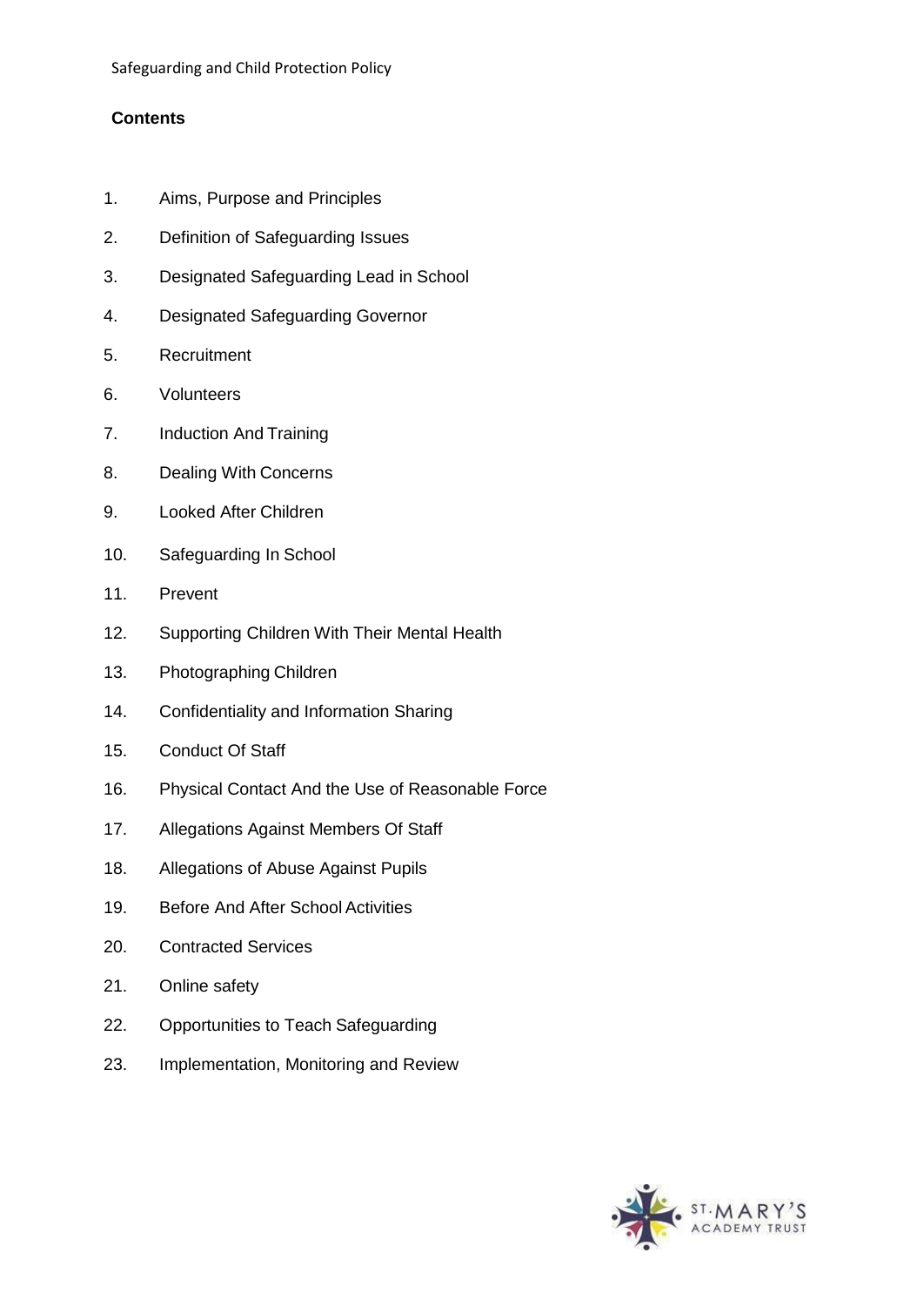**Contents**

1. Aims, Purpose and Principles
2. Definition of Safeguarding Issues
3. Designated Safeguarding Lead in School
4. Designated Safeguarding Governor
5. Recruitment
6. Volunteers
7. Induction And Training
8. Dealing With Concerns
9. Looked After Children
10. Safeguarding In School
11. Prevent
12. Supporting Children With Their Mental Health
13. Photographing Children
14. Confidentiality and Information Sharing
15. Conduct Of Staff
16. Physical Contact And the Use of Reasonable Force
17. Allegations Against Members Of Staff
18. Allegations of Abuse Against Pupils
19. Before And After School Activities
20. Contracted Services
21. Online safety
22. Opportunities to Teach Safeguarding
23. Implementation, Monitoring and Review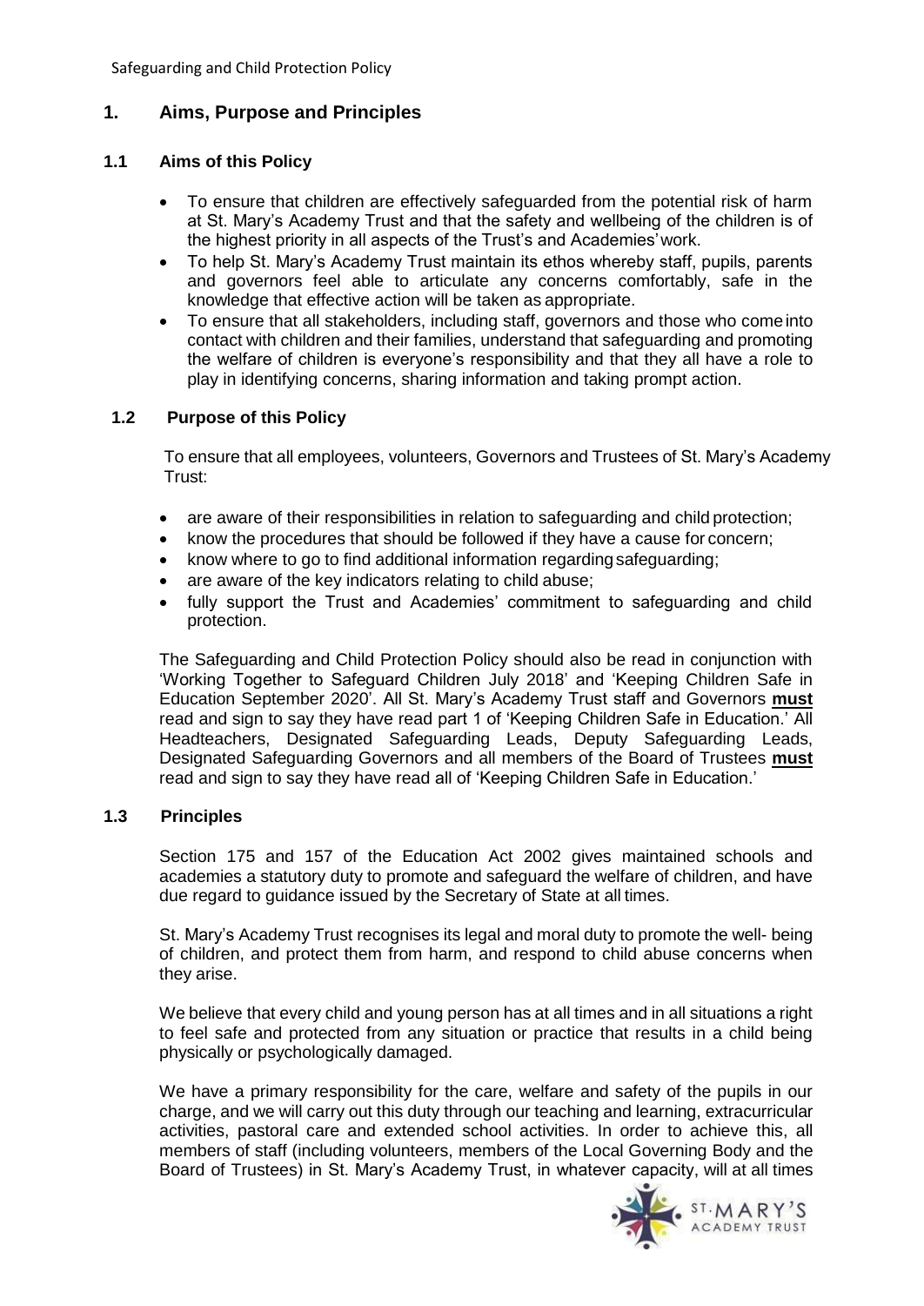## 1. Aims, Purpose and Principles

### 1.1 Aims of this Policy

- To ensure that children are effectively safeguarded from the potential risk of harm at St. Mary's Academy Trust and that the safety and wellbeing of the children is of the highest priority in all aspects of the Trust's and Academies' work.
- To help St. Mary's Academy Trust maintain its ethos whereby staff, pupils, parents and governors feel able to articulate any concerns comfortably, safe in the knowledge that effective action will be taken as appropriate.
- To ensure that all stakeholders, including staff, governors and those who come into contact with children and their families, understand that safeguarding and promoting the welfare of children is everyone's responsibility and that they all have a role to play in identifying concerns, sharing information and taking prompt action.

### 1.2 Purpose of this Policy

To ensure that all employees, volunteers, Governors and Trustees of St. Mary's Academy Trust:

- are aware of their responsibilities in relation to safeguarding and child protection;
- know the procedures that should be followed if they have a cause for concern;
- know where to go to find additional information regarding safeguarding;
- are aware of the key indicators relating to child abuse;
- fully support the Trust and Academies' commitment to safeguarding and child protection.

The Safeguarding and Child Protection Policy should also be read in conjunction with 'Working Together to Safeguard Children July 2018' and 'Keeping Children Safe in Education September 2020'. All St. Mary's Academy Trust staff and Governors **must** read and sign to say they have read part 1 of 'Keeping Children Safe in Education.' All Headteachers, Designated Safeguarding Leads, Deputy Safeguarding Leads, Designated Safeguarding Governors and all members of the Board of Trustees **must** read and sign to say they have read all of 'Keeping Children Safe in Education.'

### 1.3 Principles

Section 175 and 157 of the Education Act 2002 gives maintained schools and academies a statutory duty to promote and safeguard the welfare of children, and have due regard to guidance issued by the Secretary of State at all times.

St. Mary's Academy Trust recognises its legal and moral duty to promote the well- being of children, and protect them from harm, and respond to child abuse concerns when they arise.

We believe that every child and young person has at all times and in all situations a right to feel safe and protected from any situation or practice that results in a child being physically or psychologically damaged.

We have a primary responsibility for the care, welfare and safety of the pupils in our charge, and we will carry out this duty through our teaching and learning, extracurricular activities, pastoral care and extended school activities. In order to achieve this, all members of staff (including volunteers, members of the Local Governing Body and the Board of Trustees) in St. Mary's Academy Trust, in whatever capacity, will at all times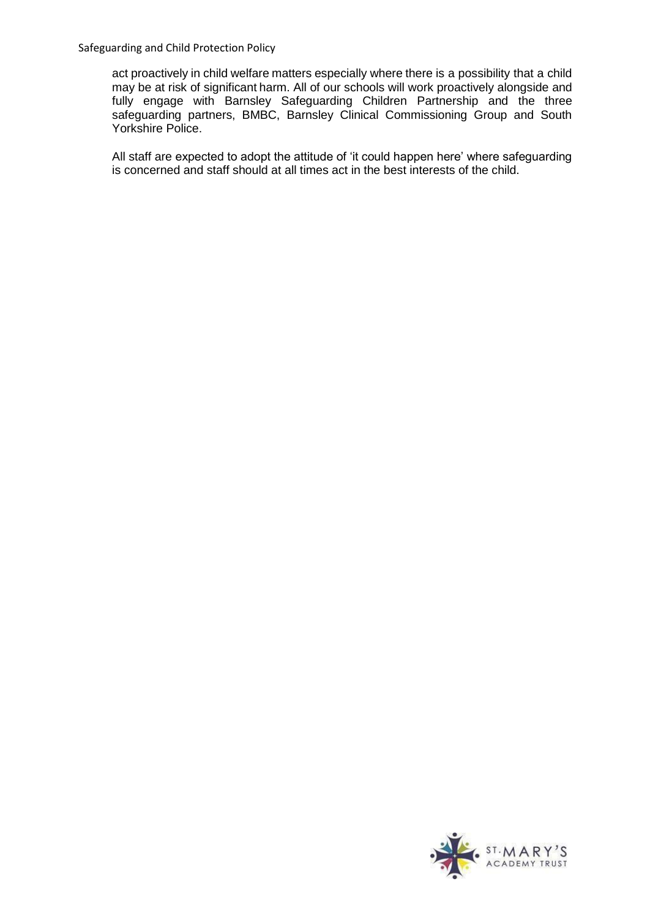act proactively in child welfare matters especially where there is a possibility that a child may be at risk of significant harm. All of our schools will work proactively alongside and fully engage with Barnsley Safeguarding Children Partnership and the three safeguarding partners, BMBC, Barnsley Clinical Commissioning Group and South Yorkshire Police.

All staff are expected to adopt the attitude of 'it could happen here' where safeguarding is concerned and staff should at all times act in the best interests of the child.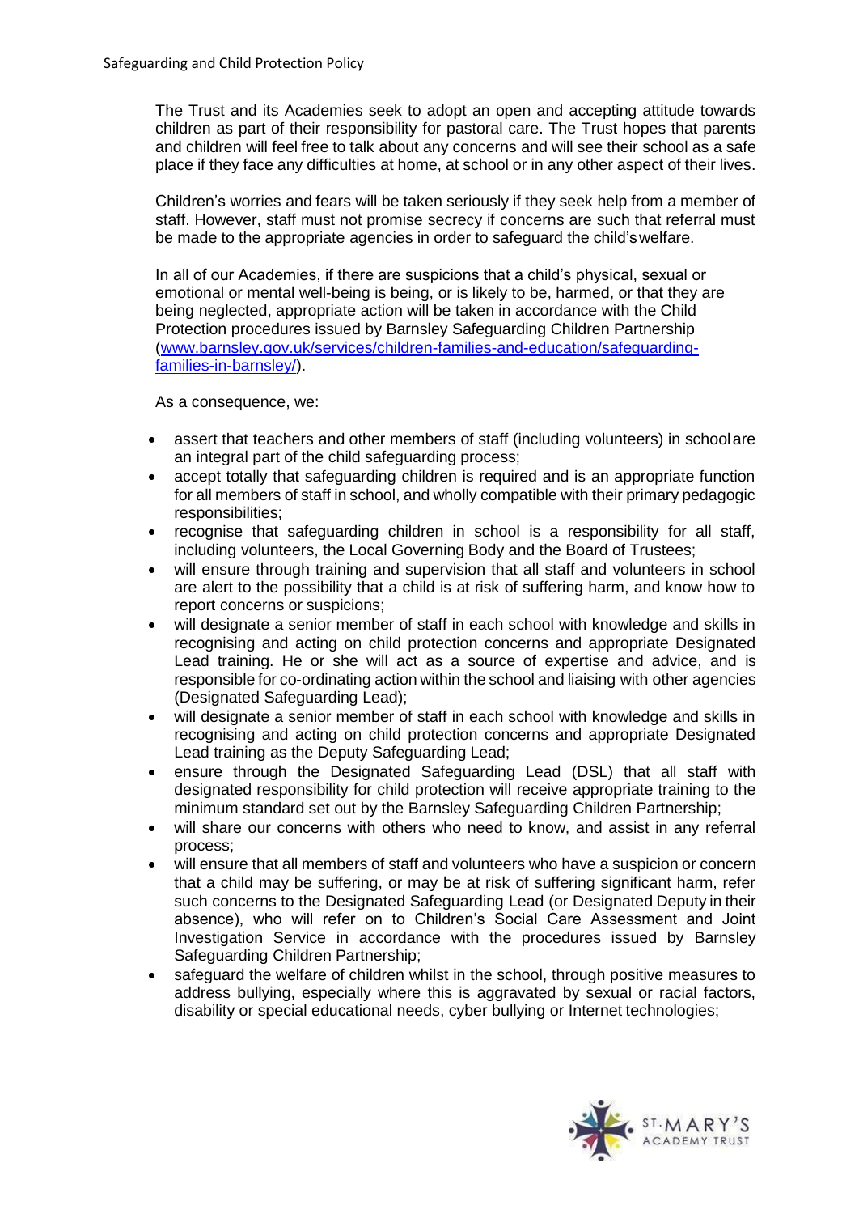The Trust and its Academies seek to adopt an open and accepting attitude towards children as part of their responsibility for pastoral care. The Trust hopes that parents and children will feel free to talk about any concerns and will see their school as a safe place if they face any difficulties at home, at school or in any other aspect of their lives.

Children's worries and fears will be taken seriously if they seek help from a member of staff. However, staff must not promise secrecy if concerns are such that referral must be made to the appropriate agencies in order to safeguard the child's welfare.

In all of our Academies, if there are suspicions that a child's physical, sexual or emotional or mental well-being is being, or is likely to be, harmed, or that they are being neglected, appropriate action will be taken in accordance with the Child Protection procedures issued by Barnsley Safeguarding Children Partnership ([www.barnsley.gov.uk/services/children-families-and-education/safeguarding-families-in-barnsley/](www.barnsley.gov.uk/services/children-families-and-education/safeguarding-families-in-barnsley/)).

As a consequence, we:

- assert that teachers and other members of staff (including volunteers) in school are an integral part of the child safeguarding process;
- accept totally that safeguarding children is required and is an appropriate function for all members of staff in school, and wholly compatible with their primary pedagogic responsibilities;
- recognise that safeguarding children in school is a responsibility for all staff, including volunteers, the Local Governing Body and the Board of Trustees;
- will ensure through training and supervision that all staff and volunteers in school are alert to the possibility that a child is at risk of suffering harm, and know how to report concerns or suspicions;
- will designate a senior member of staff in each school with knowledge and skills in recognising and acting on child protection concerns and appropriate Designated Lead training. He or she will act as a source of expertise and advice, and is responsible for co-ordinating action within the school and liaising with other agencies (Designated Safeguarding Lead);
- will designate a senior member of staff in each school with knowledge and skills in recognising and acting on child protection concerns and appropriate Designated Lead training as the Deputy Safeguarding Lead;
- ensure through the Designated Safeguarding Lead (DSL) that all staff with designated responsibility for child protection will receive appropriate training to the minimum standard set out by the Barnsley Safeguarding Children Partnership;
- will share our concerns with others who need to know, and assist in any referral process;
- will ensure that all members of staff and volunteers who have a suspicion or concern that a child may be suffering, or may be at risk of suffering significant harm, refer such concerns to the Designated Safeguarding Lead (or Designated Deputy in their absence), who will refer on to Children's Social Care Assessment and Joint Investigation Service in accordance with the procedures issued by Barnsley Safeguarding Children Partnership;
- safeguard the welfare of children whilst in the school, through positive measures to address bullying, especially where this is aggravated by sexual or racial factors, disability or special educational needs, cyber bullying or Internet technologies;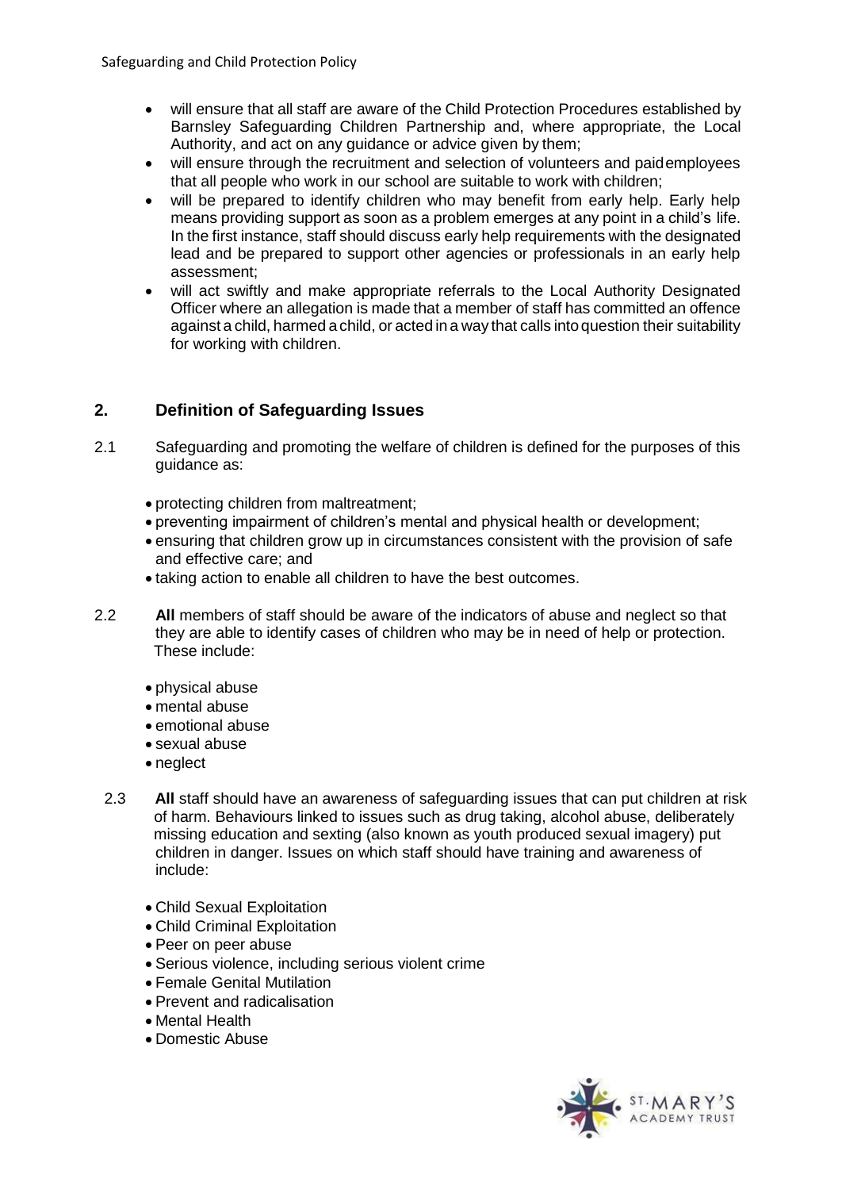- will ensure that all staff are aware of the Child Protection Procedures established by Barnsley Safeguarding Children Partnership and, where appropriate, the Local Authority, and act on any guidance or advice given by them;
- will ensure through the recruitment and selection of volunteers and paid employees that all people who work in our school are suitable to work with children;
- will be prepared to identify children who may benefit from early help. Early help means providing support as soon as a problem emerges at any point in a child's life. In the first instance, staff should discuss early help requirements with the designated lead and be prepared to support other agencies or professionals in an early help assessment;
- will act swiftly and make appropriate referrals to the Local Authority Designated Officer where an allegation is made that a member of staff has committed an offence against a child, harmed a child, or acted in a way that calls into question their suitability for working with children.

## 2. Definition of Safeguarding Issues

2.1 Safeguarding and promoting the welfare of children is defined for the purposes of this guidance as:

- protecting children from maltreatment;
- preventing impairment of children's mental and physical health or development;
- ensuring that children grow up in circumstances consistent with the provision of safe and effective care; and
- taking action to enable all children to have the best outcomes.

2.2 **All** members of staff should be aware of the indicators of abuse and neglect so that they are able to identify cases of children who may be in need of help or protection. These include:

- physical abuse
- mental abuse
- emotional abuse
- sexual abuse
- neglect

2.3 **All** staff should have an awareness of safeguarding issues that can put children at risk of harm. Behaviours linked to issues such as drug taking, alcohol abuse, deliberately missing education and sexting (also known as youth produced sexual imagery) put children in danger. Issues on which staff should have training and awareness of include:

- Child Sexual Exploitation
- Child Criminal Exploitation
- Peer on peer abuse
- Serious violence, including serious violent crime
- Female Genital Mutilation
- Prevent and radicalisation
- Mental Health
- Domestic Abuse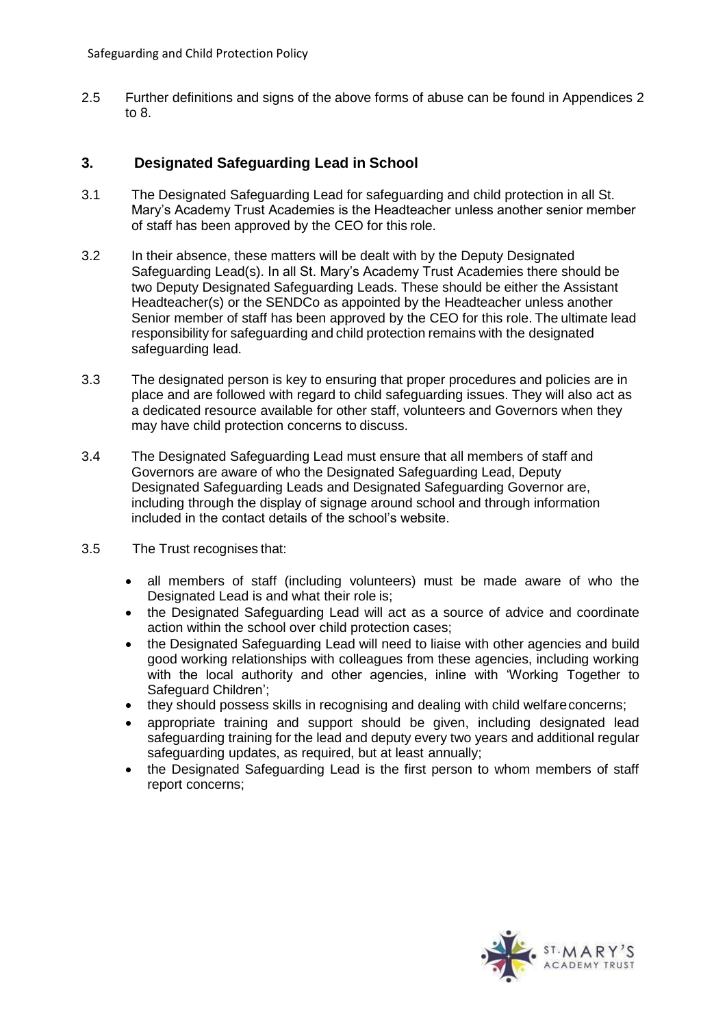2.5 Further definitions and signs of the above forms of abuse can be found in Appendices 2 to 8.

## 3. Designated Safeguarding Lead in School

3.1 The Designated Safeguarding Lead for safeguarding and child protection in all St. Mary's Academy Trust Academies is the Headteacher unless another senior member of staff has been approved by the CEO for this role.

3.2 In their absence, these matters will be dealt with by the Deputy Designated Safeguarding Lead(s). In all St. Mary's Academy Trust Academies there should be two Deputy Designated Safeguarding Leads. These should be either the Assistant Headteacher(s) or the SENDCo as appointed by the Headteacher unless another Senior member of staff has been approved by the CEO for this role. The ultimate lead responsibility for safeguarding and child protection remains with the designated safeguarding lead.

3.3 The designated person is key to ensuring that proper procedures and policies are in place and are followed with regard to child safeguarding issues. They will also act as a dedicated resource available for other staff, volunteers and Governors when they may have child protection concerns to discuss.

3.4 The Designated Safeguarding Lead must ensure that all members of staff and Governors are aware of who the Designated Safeguarding Lead, Deputy Designated Safeguarding Leads and Designated Safeguarding Governor are, including through the display of signage around school and through information included in the contact details of the school's website.

3.5 The Trust recognises that:

- all members of staff (including volunteers) must be made aware of who the Designated Lead is and what their role is;
- the Designated Safeguarding Lead will act as a source of advice and coordinate action within the school over child protection cases;
- the Designated Safeguarding Lead will need to liaise with other agencies and build good working relationships with colleagues from these agencies, including working with the local authority and other agencies, inline with 'Working Together to Safeguard Children';
- they should possess skills in recognising and dealing with child welfare concerns;
- appropriate training and support should be given, including designated lead safeguarding training for the lead and deputy every two years and additional regular safeguarding updates, as required, but at least annually;
- the Designated Safeguarding Lead is the first person to whom members of staff report concerns;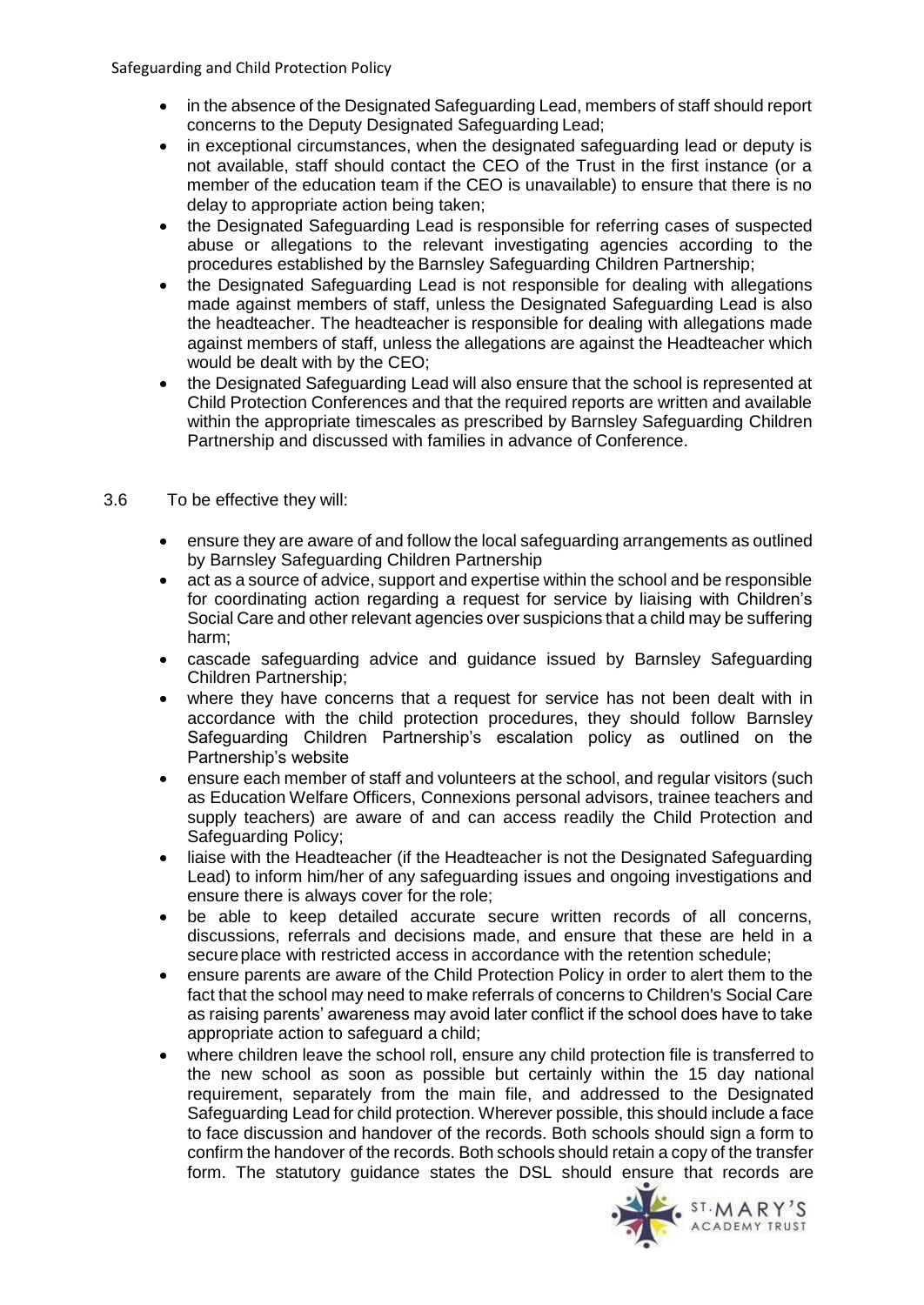- in the absence of the Designated Safeguarding Lead, members of staff should report concerns to the Deputy Designated Safeguarding Lead;
- in exceptional circumstances, when the designated safeguarding lead or deputy is not available, staff should contact the CEO of the Trust in the first instance (or a member of the education team if the CEO is unavailable) to ensure that there is no delay to appropriate action being taken;
- the Designated Safeguarding Lead is responsible for referring cases of suspected abuse or allegations to the relevant investigating agencies according to the procedures established by the Barnsley Safeguarding Children Partnership;
- the Designated Safeguarding Lead is not responsible for dealing with allegations made against members of staff, unless the Designated Safeguarding Lead is also the headteacher. The headteacher is responsible for dealing with allegations made against members of staff, unless the allegations are against the Headteacher which would be dealt with by the CEO;
- the Designated Safeguarding Lead will also ensure that the school is represented at Child Protection Conferences and that the required reports are written and available within the appropriate timescales as prescribed by Barnsley Safeguarding Children Partnership and discussed with families in advance of Conference.

3.6 To be effective they will:

- ensure they are aware of and follow the local safeguarding arrangements as outlined by Barnsley Safeguarding Children Partnership
- act as a source of advice, support and expertise within the school and be responsible for coordinating action regarding a request for service by liaising with Children's Social Care and other relevant agencies over suspicions that a child may be suffering harm;
- cascade safeguarding advice and guidance issued by Barnsley Safeguarding Children Partnership;
- where they have concerns that a request for service has not been dealt with in accordance with the child protection procedures, they should follow Barnsley Safeguarding Children Partnership's escalation policy as outlined on the Partnership's website
- ensure each member of staff and volunteers at the school, and regular visitors (such as Education Welfare Officers, Connexions personal advisors, trainee teachers and supply teachers) are aware of and can access readily the Child Protection and Safeguarding Policy;
- liaise with the Headteacher (if the Headteacher is not the Designated Safeguarding Lead) to inform him/her of any safeguarding issues and ongoing investigations and ensure there is always cover for the role;
- be able to keep detailed accurate secure written records of all concerns, discussions, referrals and decisions made, and ensure that these are held in a secure place with restricted access in accordance with the retention schedule;
- ensure parents are aware of the Child Protection Policy in order to alert them to the fact that the school may need to make referrals of concerns to Children's Social Care as raising parents' awareness may avoid later conflict if the school does have to take appropriate action to safeguard a child;
- where children leave the school roll, ensure any child protection file is transferred to the new school as soon as possible but certainly within the 15 day national requirement, separately from the main file, and addressed to the Designated Safeguarding Lead for child protection. Wherever possible, this should include a face to face discussion and handover of the records. Both schools should sign a form to confirm the handover of the records. Both schools should retain a copy of the transfer form. The statutory guidance states the DSL should ensure that records are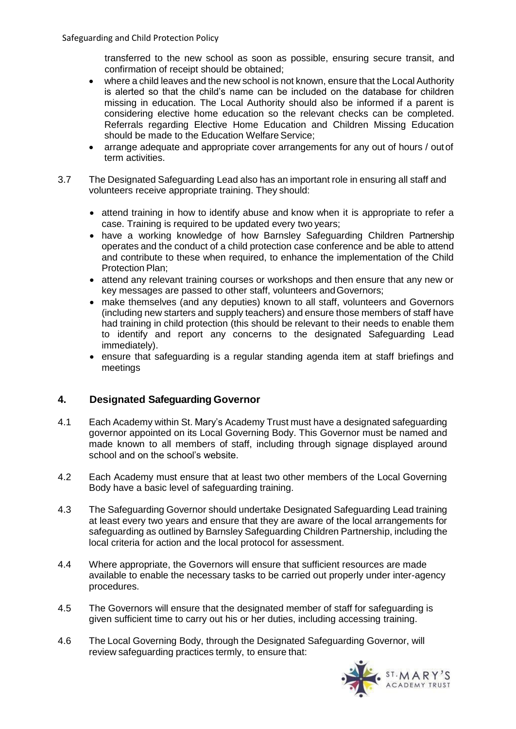transferred to the new school as soon as possible, ensuring secure transit, and confirmation of receipt should be obtained;

- where a child leaves and the new school is not known, ensure that the Local Authority is alerted so that the child's name can be included on the database for children missing in education. The Local Authority should also be informed if a parent is considering elective home education so the relevant checks can be completed. Referrals regarding Elective Home Education and Children Missing Education should be made to the Education Welfare Service;
- arrange adequate and appropriate cover arrangements for any out of hours / out of term activities.

3.7 The Designated Safeguarding Lead also has an important role in ensuring all staff and volunteers receive appropriate training. They should:

- attend training in how to identify abuse and know when it is appropriate to refer a case. Training is required to be updated every two years;
- have a working knowledge of how Barnsley Safeguarding Children Partnership operates and the conduct of a child protection case conference and be able to attend and contribute to these when required, to enhance the implementation of the Child Protection Plan;
- attend any relevant training courses or workshops and then ensure that any new or key messages are passed to other staff, volunteers and Governors;
- make themselves (and any deputies) known to all staff, volunteers and Governors (including new starters and supply teachers) and ensure those members of staff have had training in child protection (this should be relevant to their needs to enable them to identify and report any concerns to the designated Safeguarding Lead immediately).
- ensure that safeguarding is a regular standing agenda item at staff briefings and meetings

## 4. Designated Safeguarding Governor

4.1 Each Academy within St. Mary's Academy Trust must have a designated safeguarding governor appointed on its Local Governing Body. This Governor must be named and made known to all members of staff, including through signage displayed around school and on the school's website.

4.2 Each Academy must ensure that at least two other members of the Local Governing Body have a basic level of safeguarding training.

4.3 The Safeguarding Governor should undertake Designated Safeguarding Lead training at least every two years and ensure that they are aware of the local arrangements for safeguarding as outlined by Barnsley Safeguarding Children Partnership, including the local criteria for action and the local protocol for assessment.

4.4 Where appropriate, the Governors will ensure that sufficient resources are made available to enable the necessary tasks to be carried out properly under inter-agency procedures.

4.5 The Governors will ensure that the designated member of staff for safeguarding is given sufficient time to carry out his or her duties, including accessing training.

4.6 The Local Governing Body, through the Designated Safeguarding Governor, will review safeguarding practices termly, to ensure that: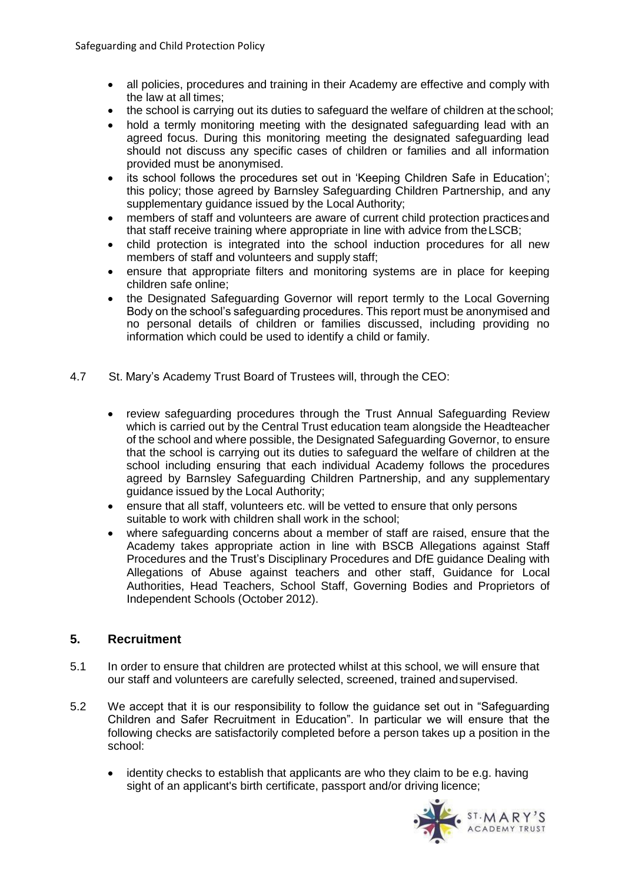- all policies, procedures and training in their Academy are effective and comply with the law at all times;
- the school is carrying out its duties to safeguard the welfare of children at the school;
- hold a termly monitoring meeting with the designated safeguarding lead with an agreed focus. During this monitoring meeting the designated safeguarding lead should not discuss any specific cases of children or families and all information provided must be anonymised.
- its school follows the procedures set out in 'Keeping Children Safe in Education'; this policy; those agreed by Barnsley Safeguarding Children Partnership, and any supplementary guidance issued by the Local Authority;
- members of staff and volunteers are aware of current child protection practices and that staff receive training where appropriate in line with advice from the LSCB;
- child protection is integrated into the school induction procedures for all new members of staff and volunteers and supply staff;
- ensure that appropriate filters and monitoring systems are in place for keeping children safe online;
- the Designated Safeguarding Governor will report termly to the Local Governing Body on the school's safeguarding procedures. This report must be anonymised and no personal details of children or families discussed, including providing no information which could be used to identify a child or family.

4.7 St. Mary's Academy Trust Board of Trustees will, through the CEO:

- review safeguarding procedures through the Trust Annual Safeguarding Review which is carried out by the Central Trust education team alongside the Headteacher of the school and where possible, the Designated Safeguarding Governor, to ensure that the school is carrying out its duties to safeguard the welfare of children at the school including ensuring that each individual Academy follows the procedures agreed by Barnsley Safeguarding Children Partnership, and any supplementary guidance issued by the Local Authority;
- ensure that all staff, volunteers etc. will be vetted to ensure that only persons suitable to work with children shall work in the school;
- where safeguarding concerns about a member of staff are raised, ensure that the Academy takes appropriate action in line with BSCB Allegations against Staff Procedures and the Trust's Disciplinary Procedures and DfE guidance Dealing with Allegations of Abuse against teachers and other staff, Guidance for Local Authorities, Head Teachers, School Staff, Governing Bodies and Proprietors of Independent Schools (October 2012).

## 5. Recruitment

5.1 In order to ensure that children are protected whilst at this school, we will ensure that our staff and volunteers are carefully selected, screened, trained and supervised.

5.2 We accept that it is our responsibility to follow the guidance set out in "Safeguarding Children and Safer Recruitment in Education". In particular we will ensure that the following checks are satisfactorily completed before a person takes up a position in the school:

- identity checks to establish that applicants are who they claim to be e.g. having sight of an applicant's birth certificate, passport and/or driving licence;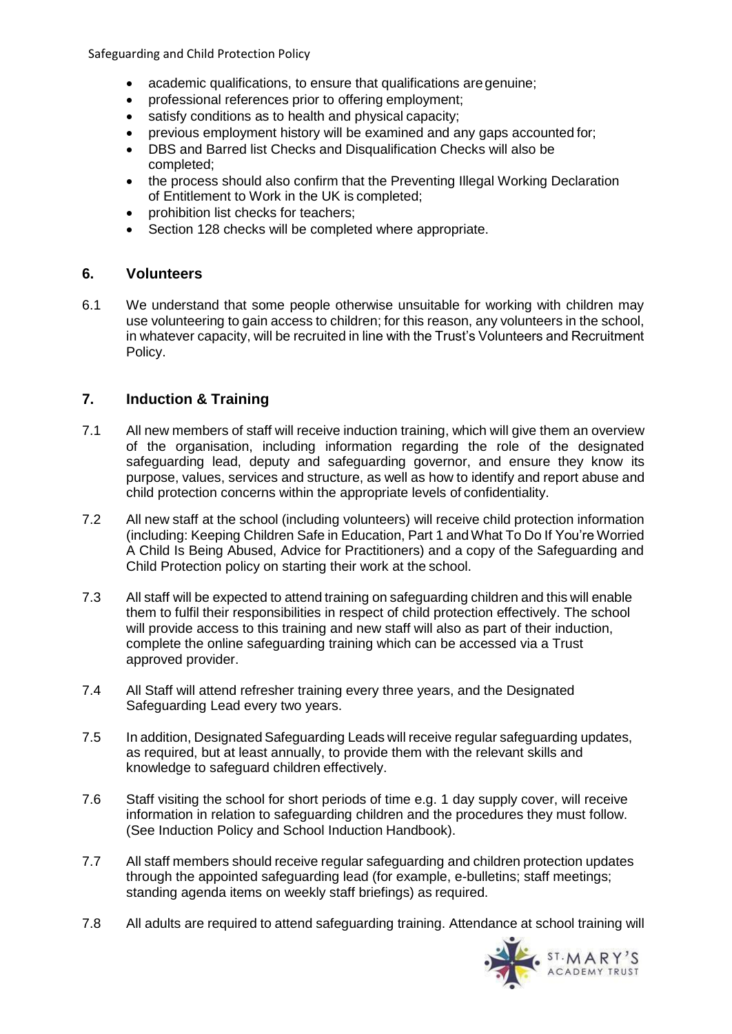- academic qualifications, to ensure that qualifications are genuine;
- professional references prior to offering employment;
- satisfy conditions as to health and physical capacity;
- previous employment history will be examined and any gaps accounted for;
- DBS and Barred list Checks and Disqualification Checks will also be completed;
- the process should also confirm that the Preventing Illegal Working Declaration of Entitlement to Work in the UK is completed;
- prohibition list checks for teachers;
- Section 128 checks will be completed where appropriate.

## 6. Volunteers

6.1 We understand that some people otherwise unsuitable for working with children may use volunteering to gain access to children; for this reason, any volunteers in the school, in whatever capacity, will be recruited in line with the Trust's Volunteers and Recruitment Policy.

## 7. Induction & Training

7.1 All new members of staff will receive induction training, which will give them an overview of the organisation, including information regarding the role of the designated safeguarding lead, deputy and safeguarding governor, and ensure they know its purpose, values, services and structure, as well as how to identify and report abuse and child protection concerns within the appropriate levels of confidentiality.

7.2 All new staff at the school (including volunteers) will receive child protection information (including: Keeping Children Safe in Education, Part 1 and What To Do If You're Worried A Child Is Being Abused, Advice for Practitioners) and a copy of the Safeguarding and Child Protection policy on starting their work at the school.

7.3 All staff will be expected to attend training on safeguarding children and this will enable them to fulfil their responsibilities in respect of child protection effectively. The school will provide access to this training and new staff will also as part of their induction, complete the online safeguarding training which can be accessed via a Trust approved provider.

7.4 All Staff will attend refresher training every three years, and the Designated Safeguarding Lead every two years.

7.5 In addition, Designated Safeguarding Leads will receive regular safeguarding updates, as required, but at least annually, to provide them with the relevant skills and knowledge to safeguard children effectively.

7.6 Staff visiting the school for short periods of time e.g. 1 day supply cover, will receive information in relation to safeguarding children and the procedures they must follow. (See Induction Policy and School Induction Handbook).

7.7 All staff members should receive regular safeguarding and children protection updates through the appointed safeguarding lead (for example, e-bulletins; staff meetings; standing agenda items on weekly staff briefings) as required.

7.8 All adults are required to attend safeguarding training. Attendance at school training will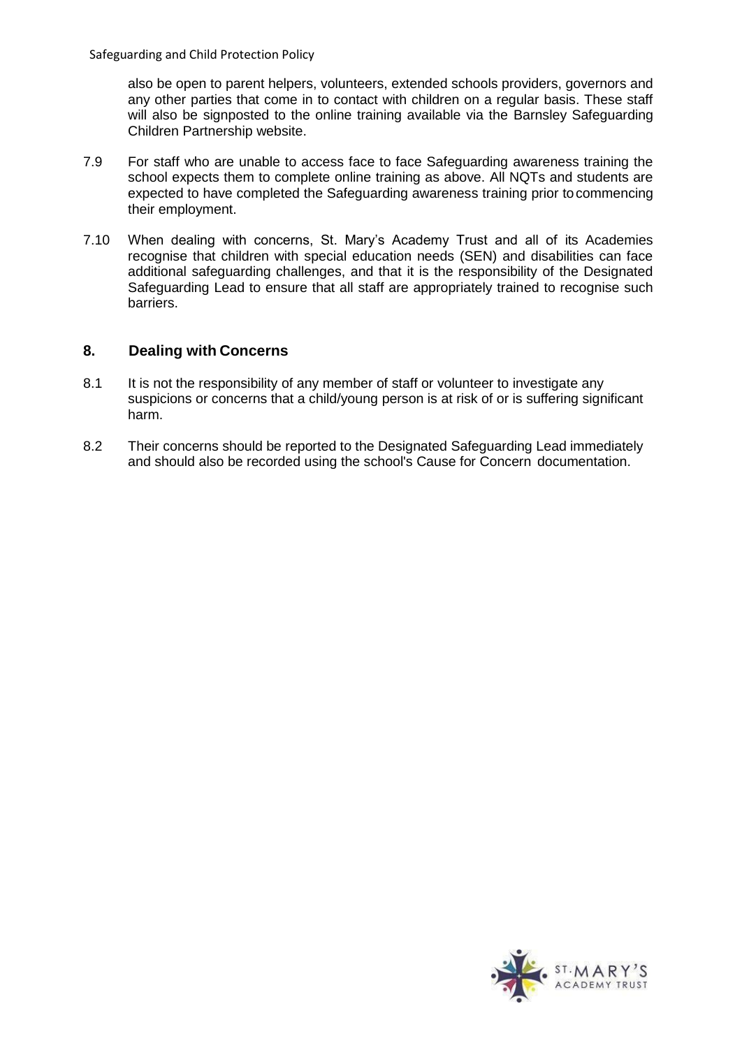also be open to parent helpers, volunteers, extended schools providers, governors and any other parties that come in to contact with children on a regular basis. These staff will also be signposted to the online training available via the Barnsley Safeguarding Children Partnership website.

7.9 For staff who are unable to access face to face Safeguarding awareness training the school expects them to complete online training as above. All NQTs and students are expected to have completed the Safeguarding awareness training prior to commencing their employment.

7.10 When dealing with concerns, St. Mary's Academy Trust and all of its Academies recognise that children with special education needs (SEN) and disabilities can face additional safeguarding challenges, and that it is the responsibility of the Designated Safeguarding Lead to ensure that all staff are appropriately trained to recognise such barriers.

## 8. Dealing with Concerns

8.1 It is not the responsibility of any member of staff or volunteer to investigate any suspicions or concerns that a child/young person is at risk of or is suffering significant harm.

8.2 Their concerns should be reported to the Designated Safeguarding Lead immediately and should also be recorded using the school's Cause for Concern documentation.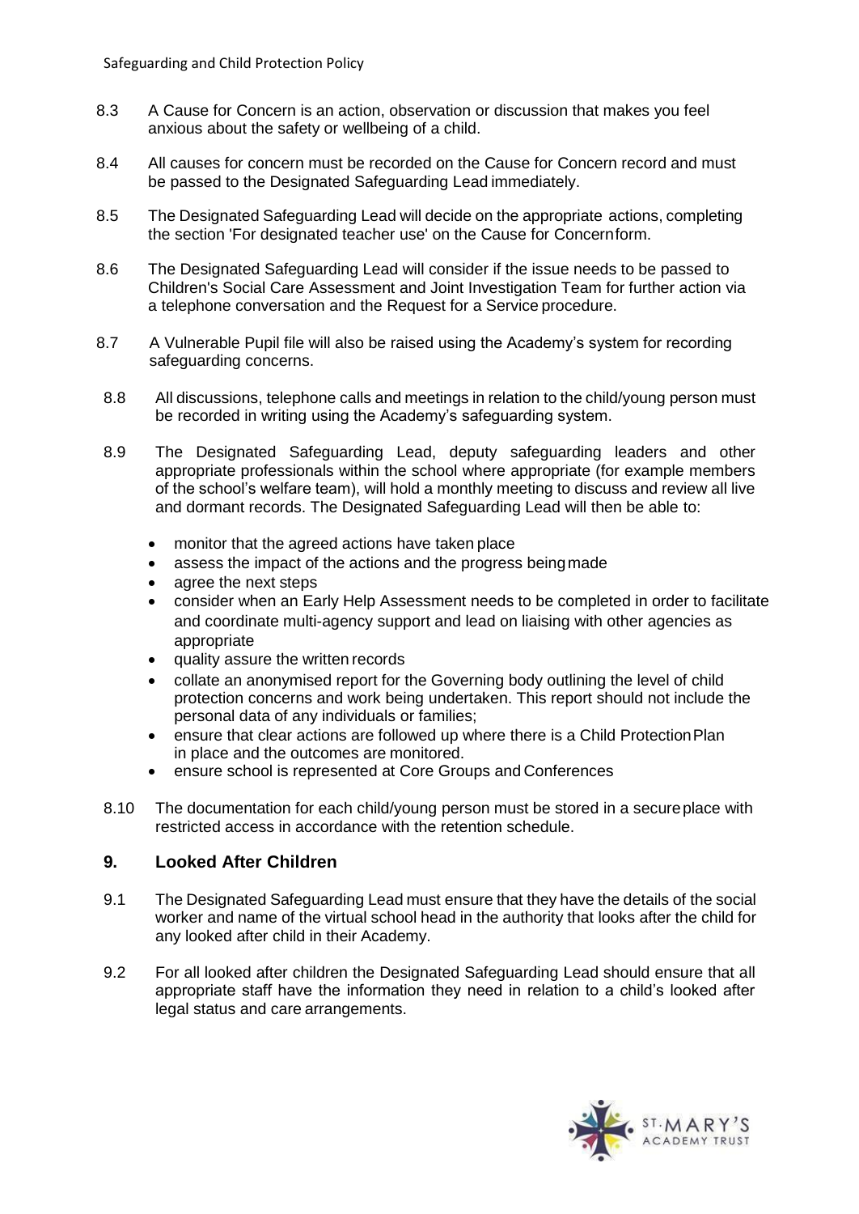8.3 A Cause for Concern is an action, observation or discussion that makes you feel anxious about the safety or wellbeing of a child.

8.4 All causes for concern must be recorded on the Cause for Concern record and must be passed to the Designated Safeguarding Lead immediately.

8.5 The Designated Safeguarding Lead will decide on the appropriate actions, completing the section 'For designated teacher use' on the Cause for Concernform.

8.6 The Designated Safeguarding Lead will consider if the issue needs to be passed to Children's Social Care Assessment and Joint Investigation Team for further action via a telephone conversation and the Request for a Service procedure.

8.7 A Vulnerable Pupil file will also be raised using the Academy's system for recording safeguarding concerns.

8.8 All discussions, telephone calls and meetings in relation to the child/young person must be recorded in writing using the Academy's safeguarding system.

8.9 The Designated Safeguarding Lead, deputy safeguarding leaders and other appropriate professionals within the school where appropriate (for example members of the school's welfare team), will hold a monthly meeting to discuss and review all live and dormant records. The Designated Safeguarding Lead will then be able to:

- monitor that the agreed actions have taken place
- assess the impact of the actions and the progress beingmade
- agree the next steps
- consider when an Early Help Assessment needs to be completed in order to facilitate and coordinate multi-agency support and lead on liaising with other agencies as appropriate
- quality assure the written records
- collate an anonymised report for the Governing body outlining the level of child protection concerns and work being undertaken. This report should not include the personal data of any individuals or families;
- ensure that clear actions are followed up where there is a Child ProtectionPlan in place and the outcomes are monitored.
- ensure school is represented at Core Groups and Conferences

8.10 The documentation for each child/young person must be stored in a secureplace with restricted access in accordance with the retention schedule.

## 9. Looked After Children

9.1 The Designated Safeguarding Lead must ensure that they have the details of the social worker and name of the virtual school head in the authority that looks after the child for any looked after child in their Academy.

9.2 For all looked after children the Designated Safeguarding Lead should ensure that all appropriate staff have the information they need in relation to a child's looked after legal status and care arrangements.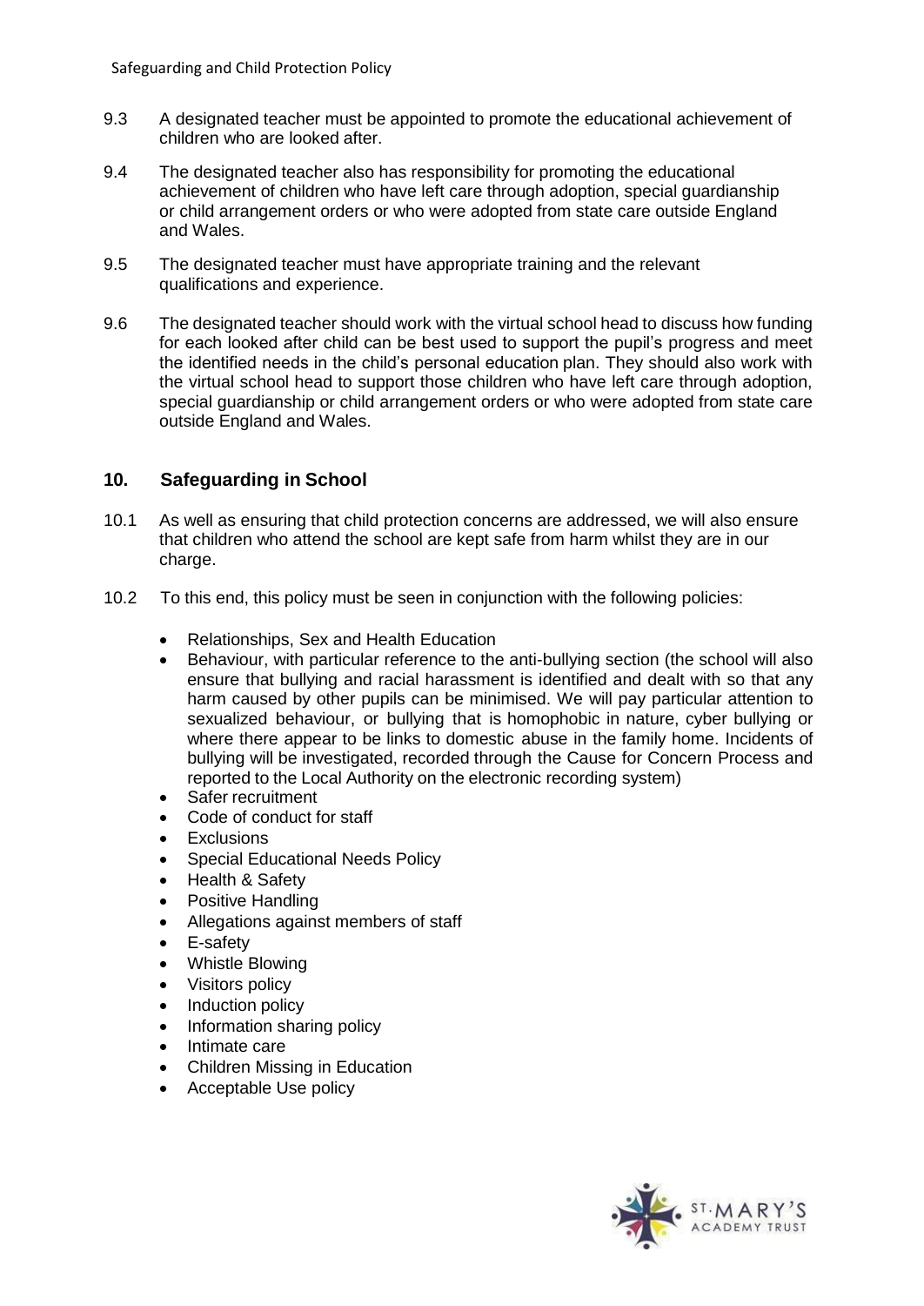9.3 A designated teacher must be appointed to promote the educational achievement of children who are looked after.

9.4 The designated teacher also has responsibility for promoting the educational achievement of children who have left care through adoption, special guardianship or child arrangement orders or who were adopted from state care outside England and Wales.

9.5 The designated teacher must have appropriate training and the relevant qualifications and experience.

9.6 The designated teacher should work with the virtual school head to discuss how funding for each looked after child can be best used to support the pupil's progress and meet the identified needs in the child's personal education plan. They should also work with the virtual school head to support those children who have left care through adoption, special guardianship or child arrangement orders or who were adopted from state care outside England and Wales.

## 10. Safeguarding in School

10.1 As well as ensuring that child protection concerns are addressed, we will also ensure that children who attend the school are kept safe from harm whilst they are in our charge.

10.2 To this end, this policy must be seen in conjunction with the following policies:

- Relationships, Sex and Health Education
- Behaviour, with particular reference to the anti-bullying section (the school will also ensure that bullying and racial harassment is identified and dealt with so that any harm caused by other pupils can be minimised. We will pay particular attention to sexualized behaviour, or bullying that is homophobic in nature, cyber bullying or where there appear to be links to domestic abuse in the family home. Incidents of bullying will be investigated, recorded through the Cause for Concern Process and reported to the Local Authority on the electronic recording system)
- Safer recruitment
- Code of conduct for staff
- Exclusions
- Special Educational Needs Policy
- Health & Safety
- Positive Handling
- Allegations against members of staff
- E-safety
- Whistle Blowing
- Visitors policy
- Induction policy
- Information sharing policy
- Intimate care
- Children Missing in Education
- Acceptable Use policy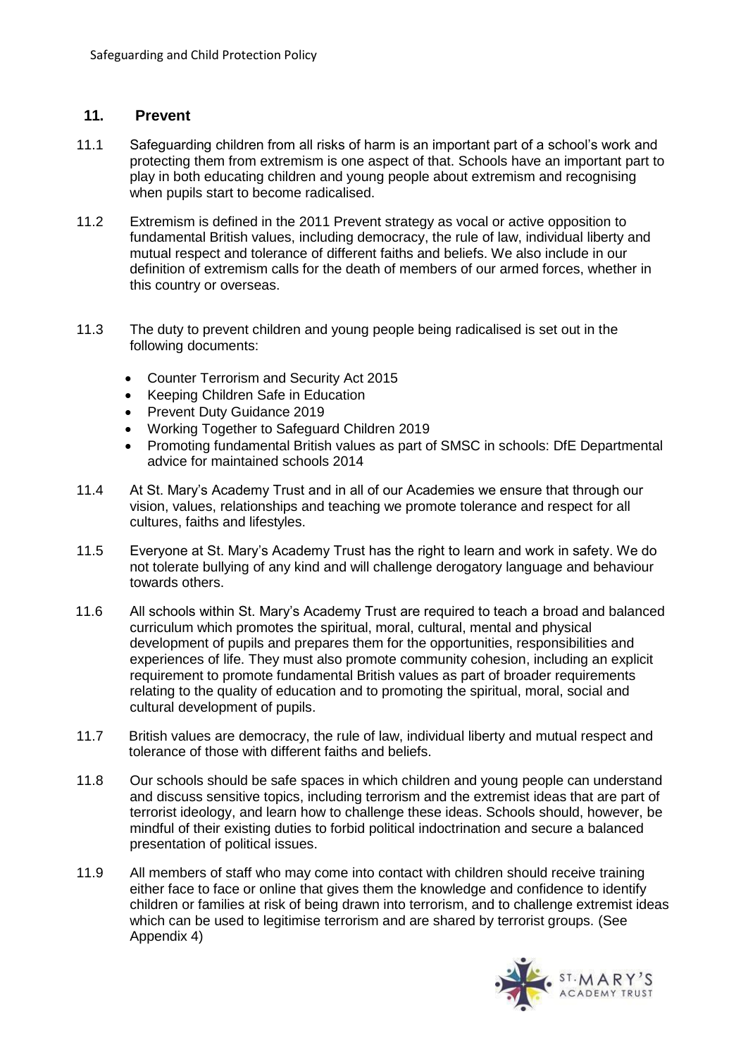## 11. Prevent

11.1 Safeguarding children from all risks of harm is an important part of a school's work and protecting them from extremism is one aspect of that. Schools have an important part to play in both educating children and young people about extremism and recognising when pupils start to become radicalised.

11.2 Extremism is defined in the 2011 Prevent strategy as vocal or active opposition to fundamental British values, including democracy, the rule of law, individual liberty and mutual respect and tolerance of different faiths and beliefs. We also include in our definition of extremism calls for the death of members of our armed forces, whether in this country or overseas.

11.3 The duty to prevent children and young people being radicalised is set out in the following documents:

- Counter Terrorism and Security Act 2015
- Keeping Children Safe in Education
- Prevent Duty Guidance 2019
- Working Together to Safeguard Children 2019
- Promoting fundamental British values as part of SMSC in schools: DfE Departmental advice for maintained schools 2014

11.4 At St. Mary's Academy Trust and in all of our Academies we ensure that through our vision, values, relationships and teaching we promote tolerance and respect for all cultures, faiths and lifestyles.

11.5 Everyone at St. Mary's Academy Trust has the right to learn and work in safety. We do not tolerate bullying of any kind and will challenge derogatory language and behaviour towards others.

11.6 All schools within St. Mary's Academy Trust are required to teach a broad and balanced curriculum which promotes the spiritual, moral, cultural, mental and physical development of pupils and prepares them for the opportunities, responsibilities and experiences of life. They must also promote community cohesion, including an explicit requirement to promote fundamental British values as part of broader requirements relating to the quality of education and to promoting the spiritual, moral, social and cultural development of pupils.

11.7 British values are democracy, the rule of law, individual liberty and mutual respect and tolerance of those with different faiths and beliefs.

11.8 Our schools should be safe spaces in which children and young people can understand and discuss sensitive topics, including terrorism and the extremist ideas that are part of terrorist ideology, and learn how to challenge these ideas. Schools should, however, be mindful of their existing duties to forbid political indoctrination and secure a balanced presentation of political issues.

11.9 All members of staff who may come into contact with children should receive training either face to face or online that gives them the knowledge and confidence to identify children or families at risk of being drawn into terrorism, and to challenge extremist ideas which can be used to legitimise terrorism and are shared by terrorist groups. (See Appendix 4)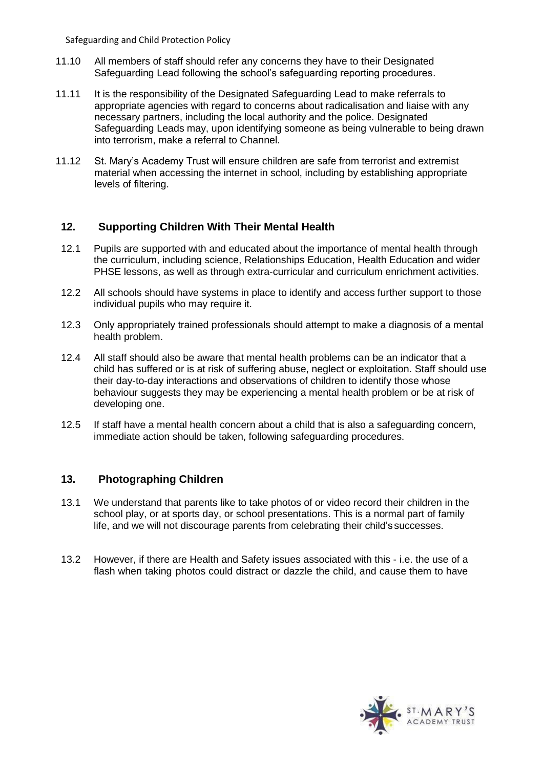11.10 All members of staff should refer any concerns they have to their Designated Safeguarding Lead following the school's safeguarding reporting procedures.

11.11 It is the responsibility of the Designated Safeguarding Lead to make referrals to appropriate agencies with regard to concerns about radicalisation and liaise with any necessary partners, including the local authority and the police. Designated Safeguarding Leads may, upon identifying someone as being vulnerable to being drawn into terrorism, make a referral to Channel.

11.12 St. Mary's Academy Trust will ensure children are safe from terrorist and extremist material when accessing the internet in school, including by establishing appropriate levels of filtering.

## 12. Supporting Children With Their Mental Health

12.1 Pupils are supported with and educated about the importance of mental health through the curriculum, including science, Relationships Education, Health Education and wider PHSE lessons, as well as through extra-curricular and curriculum enrichment activities.

12.2 All schools should have systems in place to identify and access further support to those individual pupils who may require it.

12.3 Only appropriately trained professionals should attempt to make a diagnosis of a mental health problem.

12.4 All staff should also be aware that mental health problems can be an indicator that a child has suffered or is at risk of suffering abuse, neglect or exploitation. Staff should use their day-to-day interactions and observations of children to identify those whose behaviour suggests they may be experiencing a mental health problem or be at risk of developing one.

12.5 If staff have a mental health concern about a child that is also a safeguarding concern, immediate action should be taken, following safeguarding procedures.

## 13. Photographing Children

13.1 We understand that parents like to take photos of or video record their children in the school play, or at sports day, or school presentations. This is a normal part of family life, and we will not discourage parents from celebrating their child's successes.

13.2 However, if there are Health and Safety issues associated with this - i.e. the use of a flash when taking photos could distract or dazzle the child, and cause them to have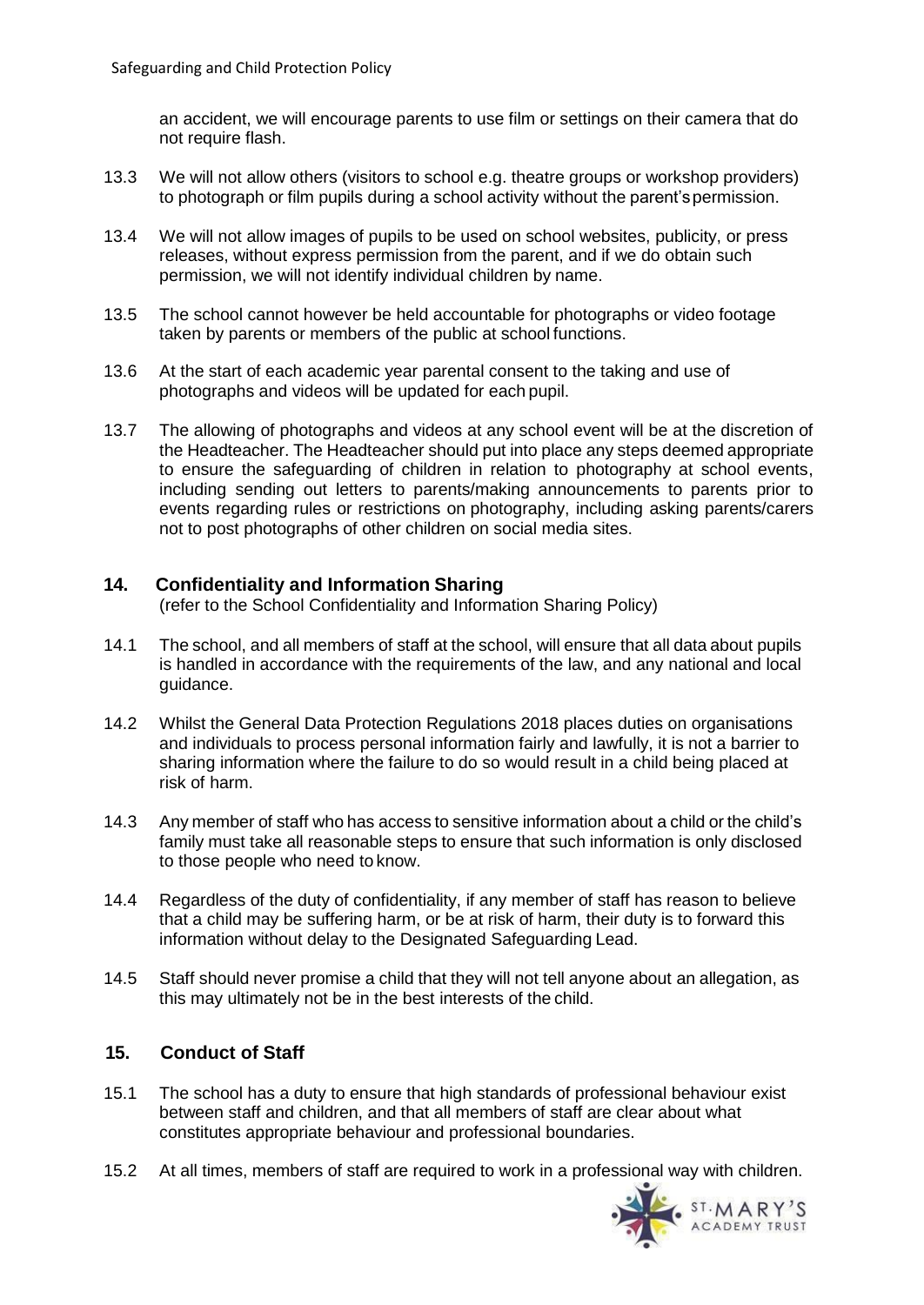an accident, we will encourage parents to use film or settings on their camera that do not require flash.

13.3 We will not allow others (visitors to school e.g. theatre groups or workshop providers) to photograph or film pupils during a school activity without the parent's permission.

13.4 We will not allow images of pupils to be used on school websites, publicity, or press releases, without express permission from the parent, and if we do obtain such permission, we will not identify individual children by name.

13.5 The school cannot however be held accountable for photographs or video footage taken by parents or members of the public at school functions.

13.6 At the start of each academic year parental consent to the taking and use of photographs and videos will be updated for each pupil.

13.7 The allowing of photographs and videos at any school event will be at the discretion of the Headteacher. The Headteacher should put into place any steps deemed appropriate to ensure the safeguarding of children in relation to photography at school events, including sending out letters to parents/making announcements to parents prior to events regarding rules or restrictions on photography, including asking parents/carers not to post photographs of other children on social media sites.

## 14. Confidentiality and Information Sharing

(refer to the School Confidentiality and Information Sharing Policy)

14.1 The school, and all members of staff at the school, will ensure that all data about pupils is handled in accordance with the requirements of the law, and any national and local guidance.

14.2 Whilst the General Data Protection Regulations 2018 places duties on organisations and individuals to process personal information fairly and lawfully, it is not a barrier to sharing information where the failure to do so would result in a child being placed at risk of harm.

14.3 Any member of staff who has access to sensitive information about a child or the child's family must take all reasonable steps to ensure that such information is only disclosed to those people who need to know.

14.4 Regardless of the duty of confidentiality, if any member of staff has reason to believe that a child may be suffering harm, or be at risk of harm, their duty is to forward this information without delay to the Designated Safeguarding Lead.

14.5 Staff should never promise a child that they will not tell anyone about an allegation, as this may ultimately not be in the best interests of the child.

## 15. Conduct of Staff

15.1 The school has a duty to ensure that high standards of professional behaviour exist between staff and children, and that all members of staff are clear about what constitutes appropriate behaviour and professional boundaries.

15.2 At all times, members of staff are required to work in a professional way with children.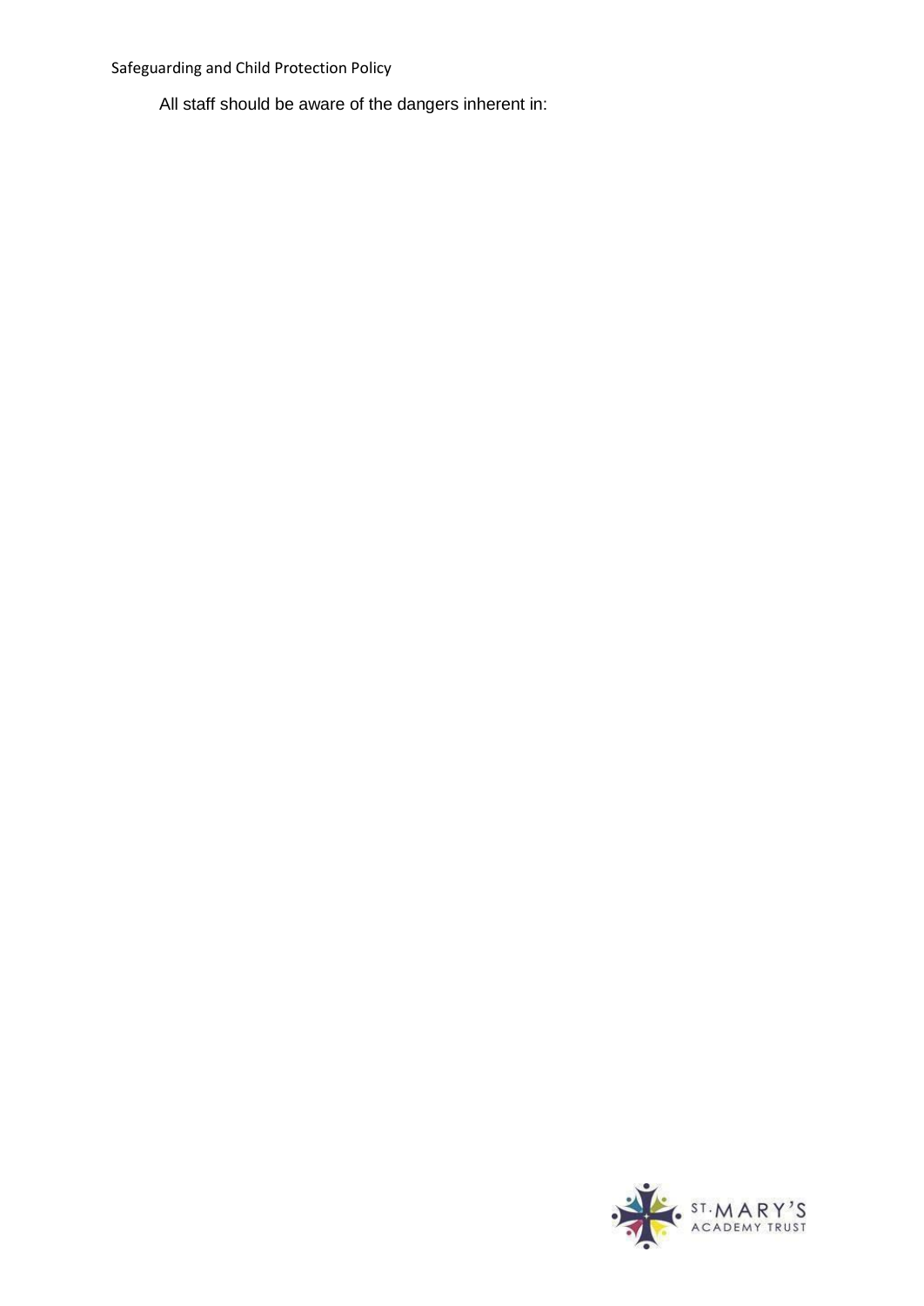All staff should be aware of the dangers inherent in: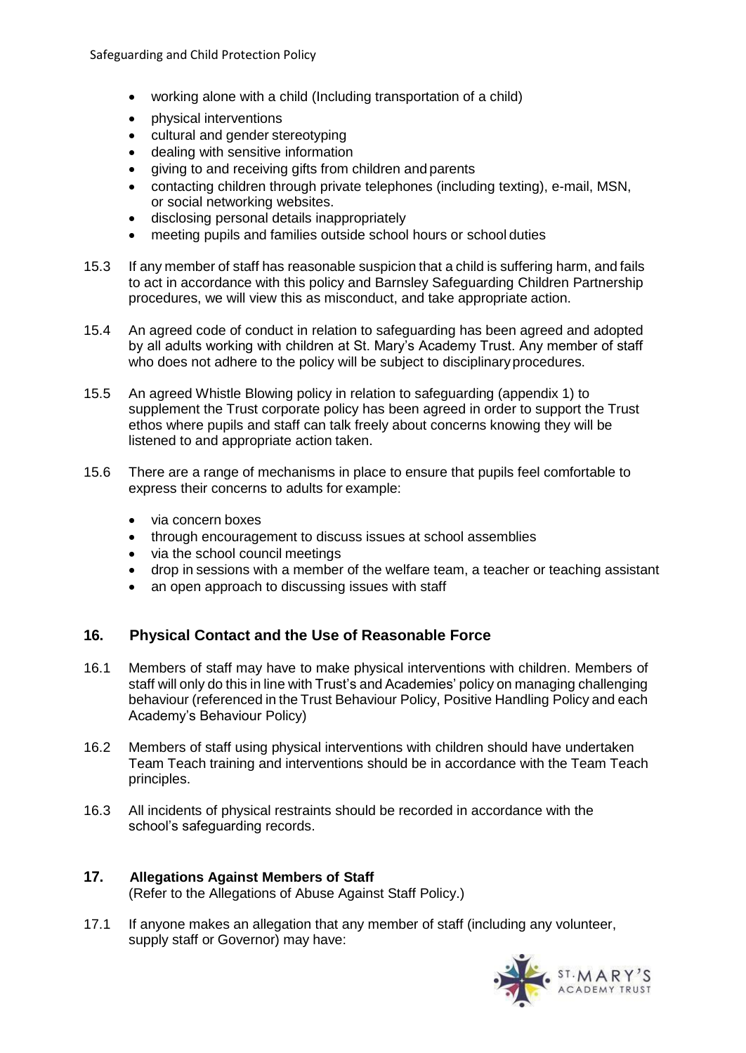- working alone with a child (Including transportation of a child)
- physical interventions
- cultural and gender stereotyping
- dealing with sensitive information
- giving to and receiving gifts from children and parents
- contacting children through private telephones (including texting), e-mail, MSN, or social networking websites.
- disclosing personal details inappropriately
- meeting pupils and families outside school hours or school duties

15.3 If any member of staff has reasonable suspicion that a child is suffering harm, and fails to act in accordance with this policy and Barnsley Safeguarding Children Partnership procedures, we will view this as misconduct, and take appropriate action.

15.4 An agreed code of conduct in relation to safeguarding has been agreed and adopted by all adults working with children at St. Mary's Academy Trust. Any member of staff who does not adhere to the policy will be subject to disciplinary procedures.

15.5 An agreed Whistle Blowing policy in relation to safeguarding (appendix 1) to supplement the Trust corporate policy has been agreed in order to support the Trust ethos where pupils and staff can talk freely about concerns knowing they will be listened to and appropriate action taken.

15.6 There are a range of mechanisms in place to ensure that pupils feel comfortable to express their concerns to adults for example:

- via concern boxes
- through encouragement to discuss issues at school assemblies
- via the school council meetings
- drop in sessions with a member of the welfare team, a teacher or teaching assistant
- an open approach to discussing issues with staff

## 16. Physical Contact and the Use of Reasonable Force

16.1 Members of staff may have to make physical interventions with children. Members of staff will only do this in line with Trust's and Academies' policy on managing challenging behaviour (referenced in the Trust Behaviour Policy, Positive Handling Policy and each Academy's Behaviour Policy)

16.2 Members of staff using physical interventions with children should have undertaken Team Teach training and interventions should be in accordance with the Team Teach principles.

16.3 All incidents of physical restraints should be recorded in accordance with the school's safeguarding records.

## 17. Allegations Against Members of Staff

(Refer to the Allegations of Abuse Against Staff Policy.)

17.1 If anyone makes an allegation that any member of staff (including any volunteer, supply staff or Governor) may have: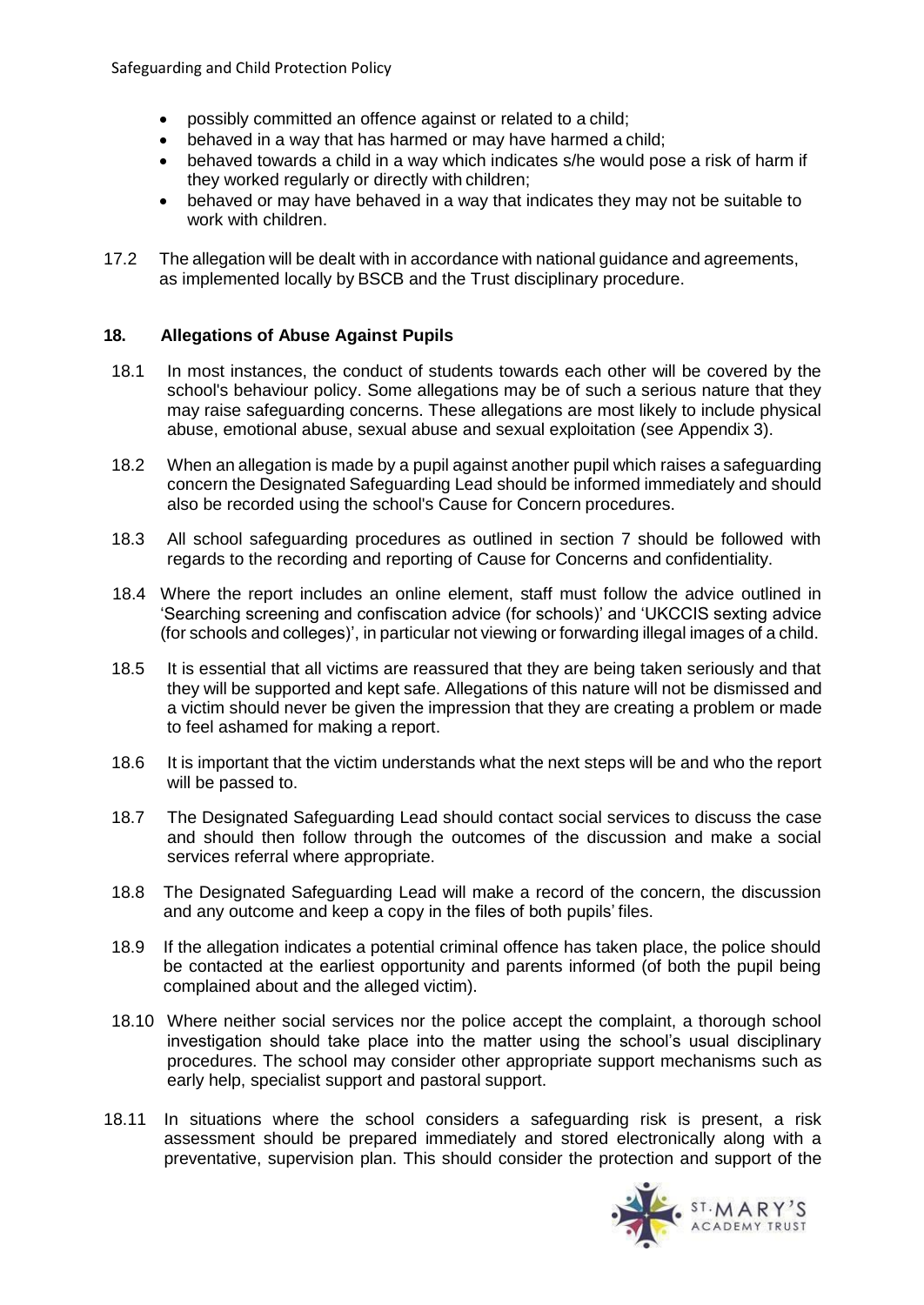- possibly committed an offence against or related to a child;
- behaved in a way that has harmed or may have harmed a child;
- behaved towards a child in a way which indicates s/he would pose a risk of harm if they worked regularly or directly with children;
- behaved or may have behaved in a way that indicates they may not be suitable to work with children.

17.2 The allegation will be dealt with in accordance with national guidance and agreements, as implemented locally by BSCB and the Trust disciplinary procedure.

## 18. Allegations of Abuse Against Pupils

18.1 In most instances, the conduct of students towards each other will be covered by the school's behaviour policy. Some allegations may be of such a serious nature that they may raise safeguarding concerns. These allegations are most likely to include physical abuse, emotional abuse, sexual abuse and sexual exploitation (see Appendix 3).

18.2 When an allegation is made by a pupil against another pupil which raises a safeguarding concern the Designated Safeguarding Lead should be informed immediately and should also be recorded using the school's Cause for Concern procedures.

18.3 All school safeguarding procedures as outlined in section 7 should be followed with regards to the recording and reporting of Cause for Concerns and confidentiality.

18.4 Where the report includes an online element, staff must follow the advice outlined in 'Searching screening and confiscation advice (for schools)' and 'UKCCIS sexting advice (for schools and colleges)', in particular not viewing or forwarding illegal images of a child.

18.5 It is essential that all victims are reassured that they are being taken seriously and that they will be supported and kept safe. Allegations of this nature will not be dismissed and a victim should never be given the impression that they are creating a problem or made to feel ashamed for making a report.

18.6 It is important that the victim understands what the next steps will be and who the report will be passed to.

18.7 The Designated Safeguarding Lead should contact social services to discuss the case and should then follow through the outcomes of the discussion and make a social services referral where appropriate.

18.8 The Designated Safeguarding Lead will make a record of the concern, the discussion and any outcome and keep a copy in the files of both pupils' files.

18.9 If the allegation indicates a potential criminal offence has taken place, the police should be contacted at the earliest opportunity and parents informed (of both the pupil being complained about and the alleged victim).

18.10 Where neither social services nor the police accept the complaint, a thorough school investigation should take place into the matter using the school's usual disciplinary procedures. The school may consider other appropriate support mechanisms such as early help, specialist support and pastoral support.

18.11 In situations where the school considers a safeguarding risk is present, a risk assessment should be prepared immediately and stored electronically along with a preventative, supervision plan. This should consider the protection and support of the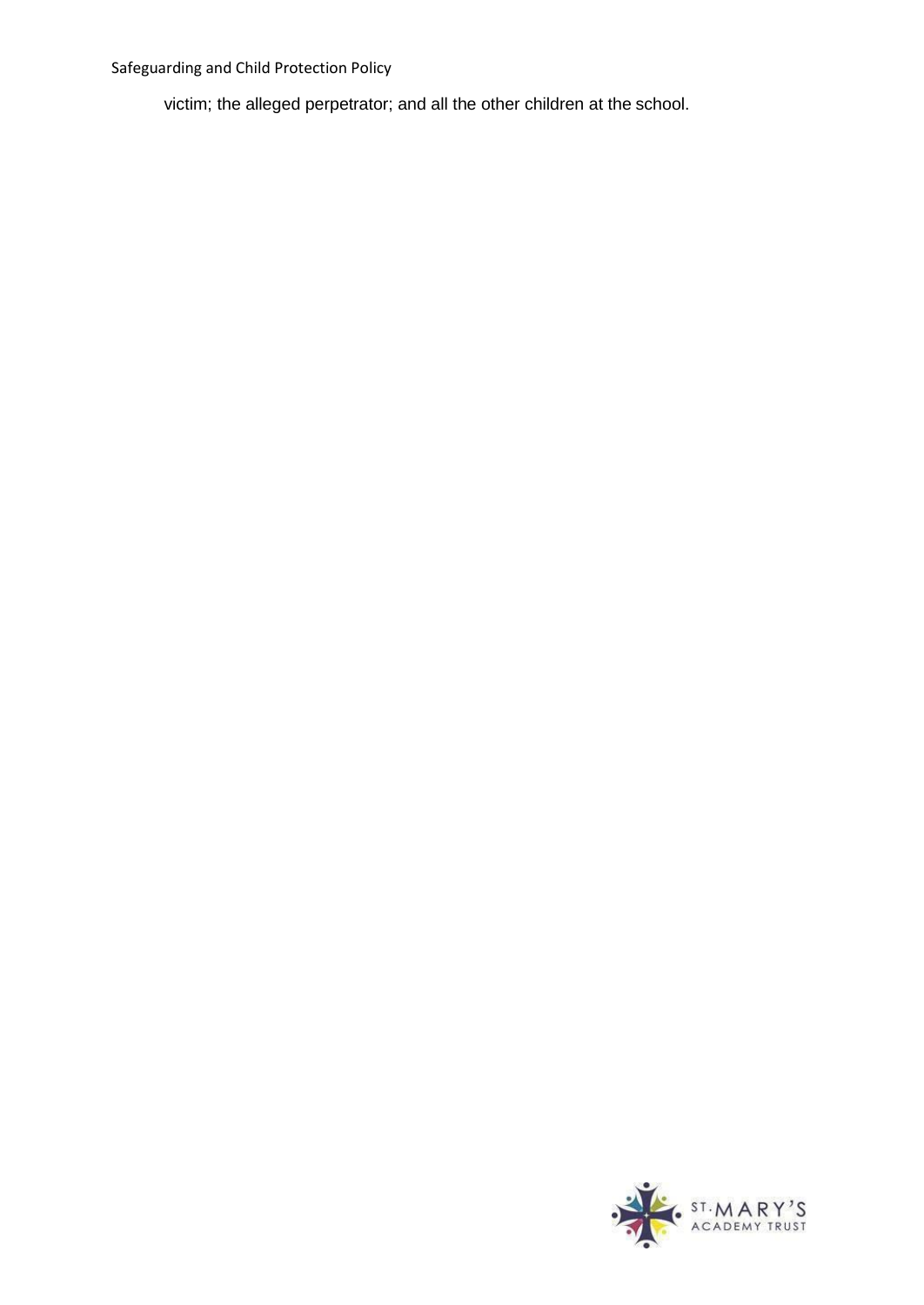victim; the alleged perpetrator; and all the other children at the school.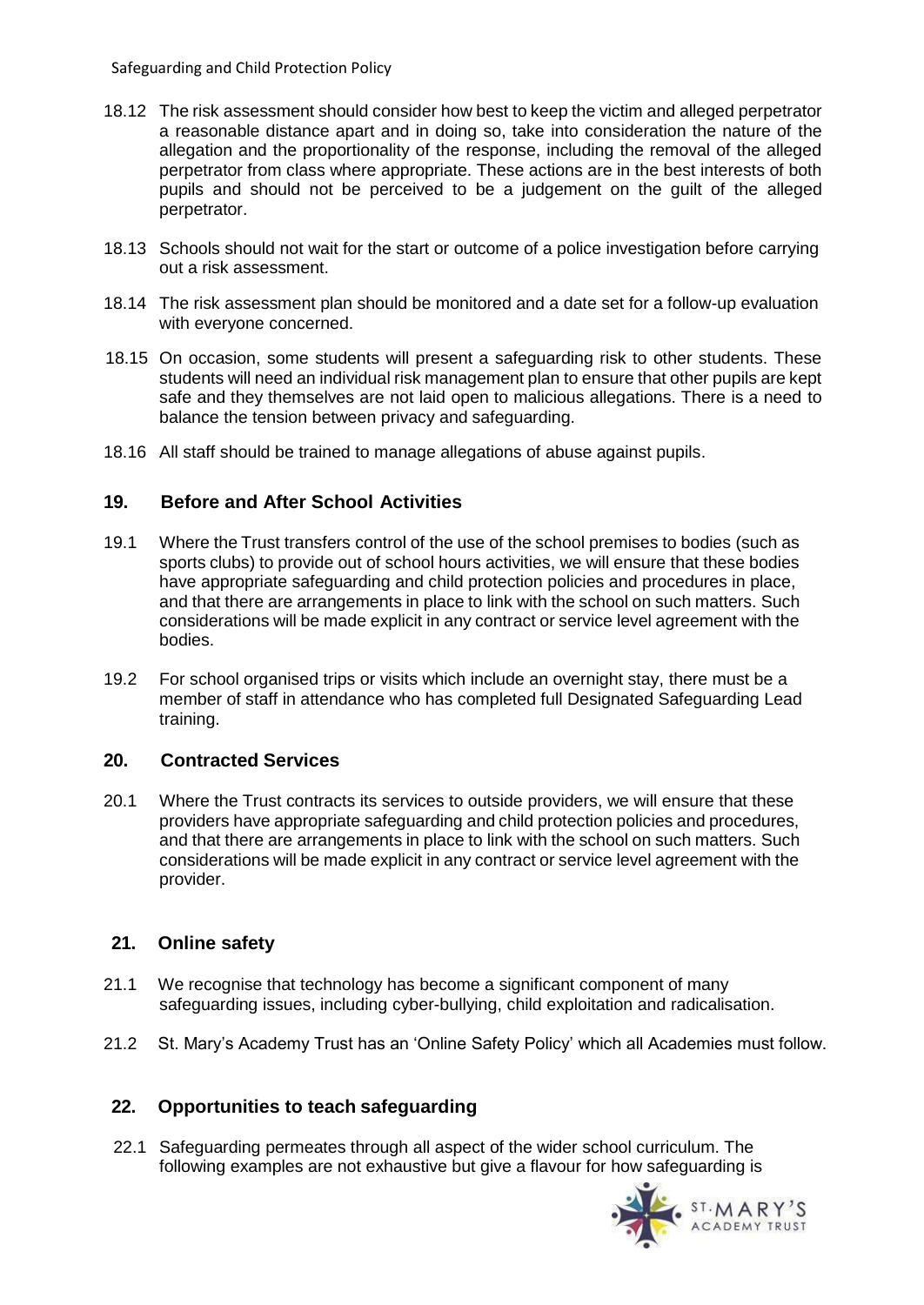18.12 The risk assessment should consider how best to keep the victim and alleged perpetrator a reasonable distance apart and in doing so, take into consideration the nature of the allegation and the proportionality of the response, including the removal of the alleged perpetrator from class where appropriate. These actions are in the best interests of both pupils and should not be perceived to be a judgement on the guilt of the alleged perpetrator.

18.13 Schools should not wait for the start or outcome of a police investigation before carrying out a risk assessment.

18.14 The risk assessment plan should be monitored and a date set for a follow-up evaluation with everyone concerned.

18.15 On occasion, some students will present a safeguarding risk to other students. These students will need an individual risk management plan to ensure that other pupils are kept safe and they themselves are not laid open to malicious allegations. There is a need to balance the tension between privacy and safeguarding.

18.16 All staff should be trained to manage allegations of abuse against pupils.

## 19. Before and After School Activities

19.1 Where the Trust transfers control of the use of the school premises to bodies (such as sports clubs) to provide out of school hours activities, we will ensure that these bodies have appropriate safeguarding and child protection policies and procedures in place, and that there are arrangements in place to link with the school on such matters. Such considerations will be made explicit in any contract or service level agreement with the bodies.

19.2 For school organised trips or visits which include an overnight stay, there must be a member of staff in attendance who has completed full Designated Safeguarding Lead training.

## 20. Contracted Services

20.1 Where the Trust contracts its services to outside providers, we will ensure that these providers have appropriate safeguarding and child protection policies and procedures, and that there are arrangements in place to link with the school on such matters. Such considerations will be made explicit in any contract or service level agreement with the provider.

## 21. Online safety

21.1 We recognise that technology has become a significant component of many safeguarding issues, including cyber-bullying, child exploitation and radicalisation.

21.2 St. Mary's Academy Trust has an 'Online Safety Policy' which all Academies must follow.

## 22. Opportunities to teach safeguarding

22.1 Safeguarding permeates through all aspect of the wider school curriculum. The following examples are not exhaustive but give a flavour for how safeguarding is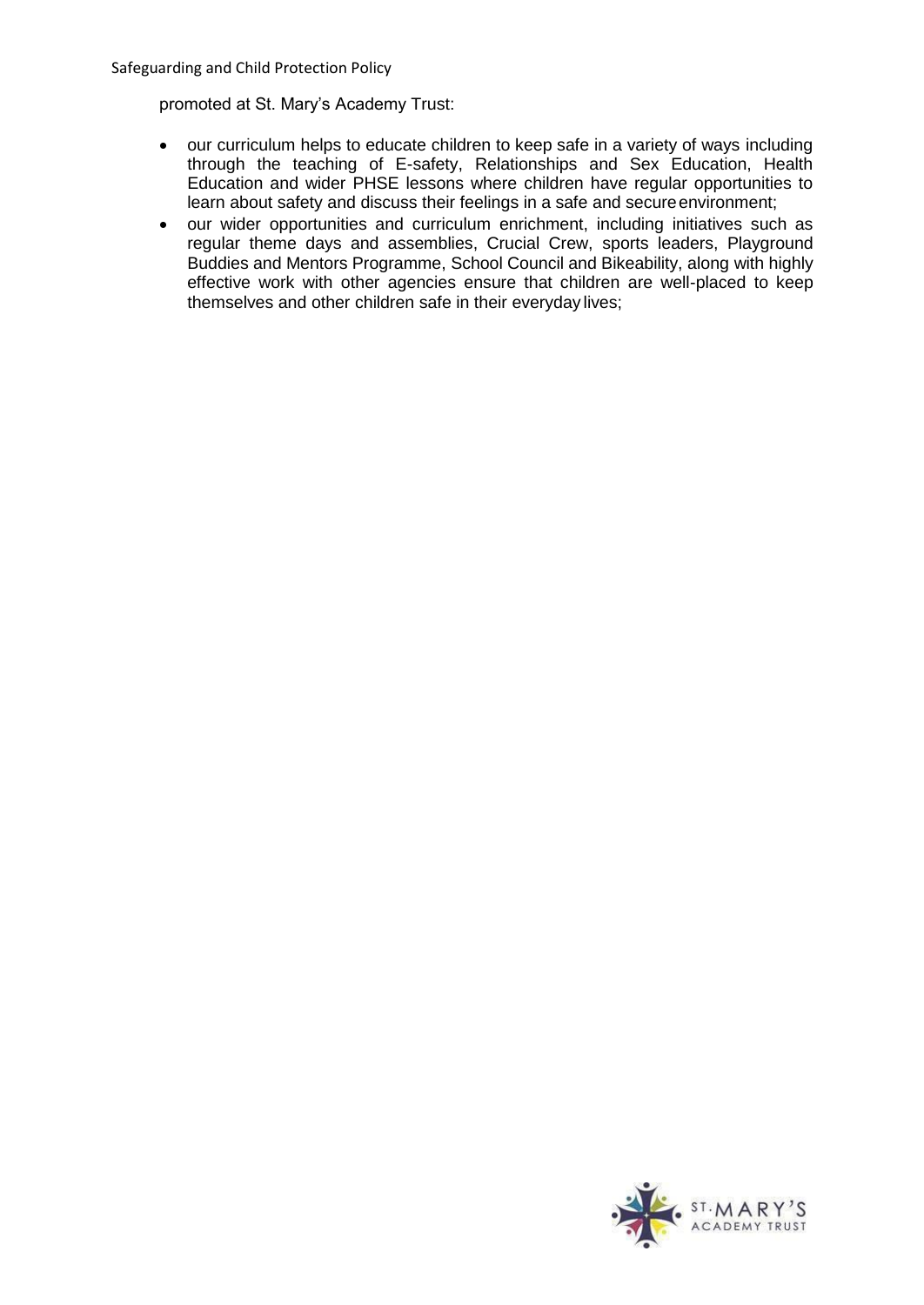promoted at St. Mary's Academy Trust:

- our curriculum helps to educate children to keep safe in a variety of ways including through the teaching of E-safety, Relationships and Sex Education, Health Education and wider PHSE lessons where children have regular opportunities to learn about safety and discuss their feelings in a safe and secure environment;
- our wider opportunities and curriculum enrichment, including initiatives such as regular theme days and assemblies, Crucial Crew, sports leaders, Playground Buddies and Mentors Programme, School Council and Bikeability, along with highly effective work with other agencies ensure that children are well-placed to keep themselves and other children safe in their everyday lives;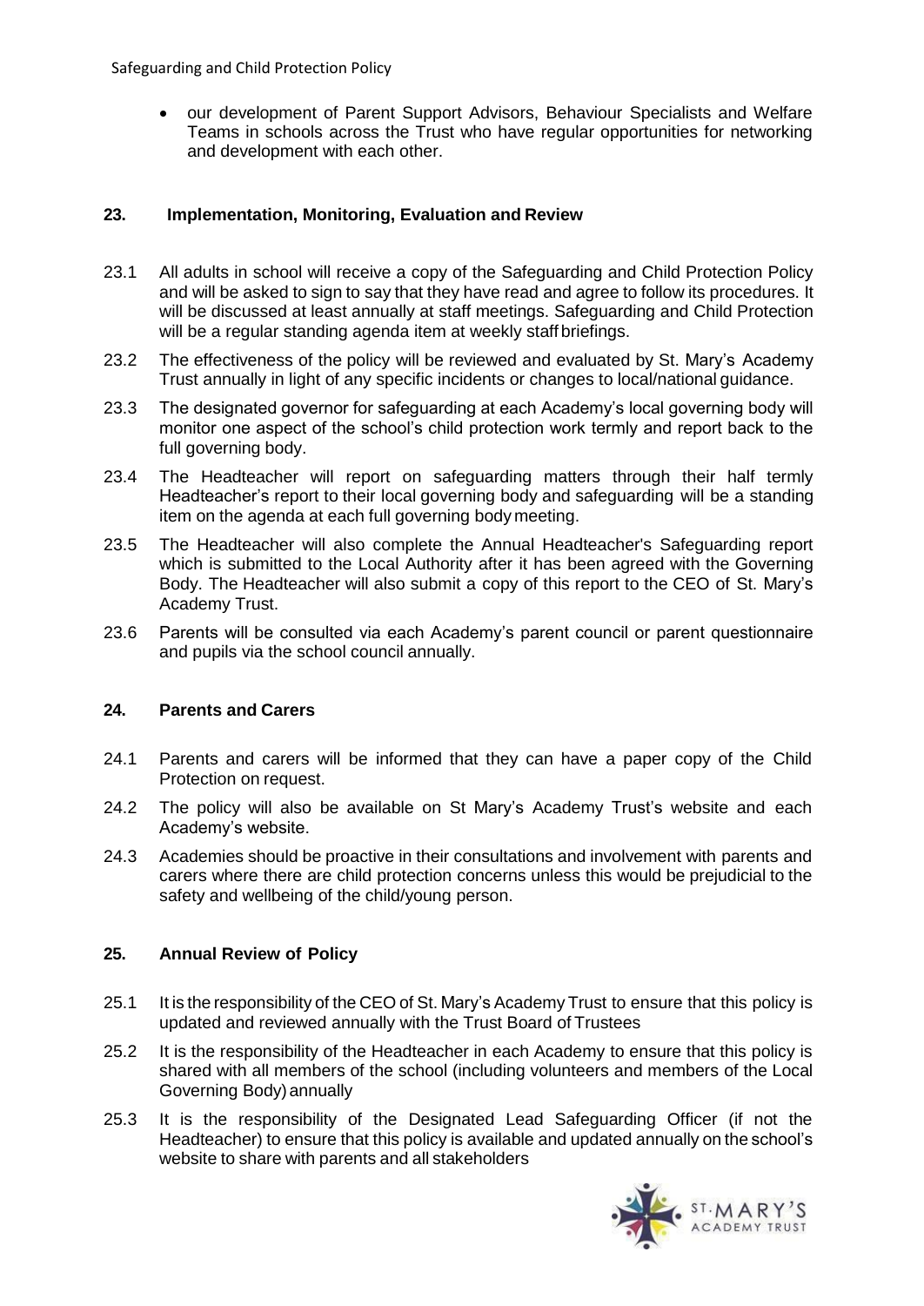- our development of Parent Support Advisors, Behaviour Specialists and Welfare Teams in schools across the Trust who have regular opportunities for networking and development with each other.

## 23. Implementation, Monitoring, Evaluation and Review

23.1 All adults in school will receive a copy of the Safeguarding and Child Protection Policy and will be asked to sign to say that they have read and agree to follow its procedures. It will be discussed at least annually at staff meetings. Safeguarding and Child Protection will be a regular standing agenda item at weekly staff briefings.

23.2 The effectiveness of the policy will be reviewed and evaluated by St. Mary's Academy Trust annually in light of any specific incidents or changes to local/national guidance.

23.3 The designated governor for safeguarding at each Academy's local governing body will monitor one aspect of the school's child protection work termly and report back to the full governing body.

23.4 The Headteacher will report on safeguarding matters through their half termly Headteacher's report to their local governing body and safeguarding will be a standing item on the agenda at each full governing body meeting.

23.5 The Headteacher will also complete the Annual Headteacher's Safeguarding report which is submitted to the Local Authority after it has been agreed with the Governing Body. The Headteacher will also submit a copy of this report to the CEO of St. Mary's Academy Trust.

23.6 Parents will be consulted via each Academy's parent council or parent questionnaire and pupils via the school council annually.

## 24. Parents and Carers

24.1 Parents and carers will be informed that they can have a paper copy of the Child Protection on request.

24.2 The policy will also be available on St Mary's Academy Trust's website and each Academy's website.

24.3 Academies should be proactive in their consultations and involvement with parents and carers where there are child protection concerns unless this would be prejudicial to the safety and wellbeing of the child/young person.

## 25. Annual Review of Policy

25.1 It is the responsibility of the CEO of St. Mary's Academy Trust to ensure that this policy is updated and reviewed annually with the Trust Board of Trustees

25.2 It is the responsibility of the Headteacher in each Academy to ensure that this policy is shared with all members of the school (including volunteers and members of the Local Governing Body) annually

25.3 It is the responsibility of the Designated Lead Safeguarding Officer (if not the Headteacher) to ensure that this policy is available and updated annually on the school's website to share with parents and all stakeholders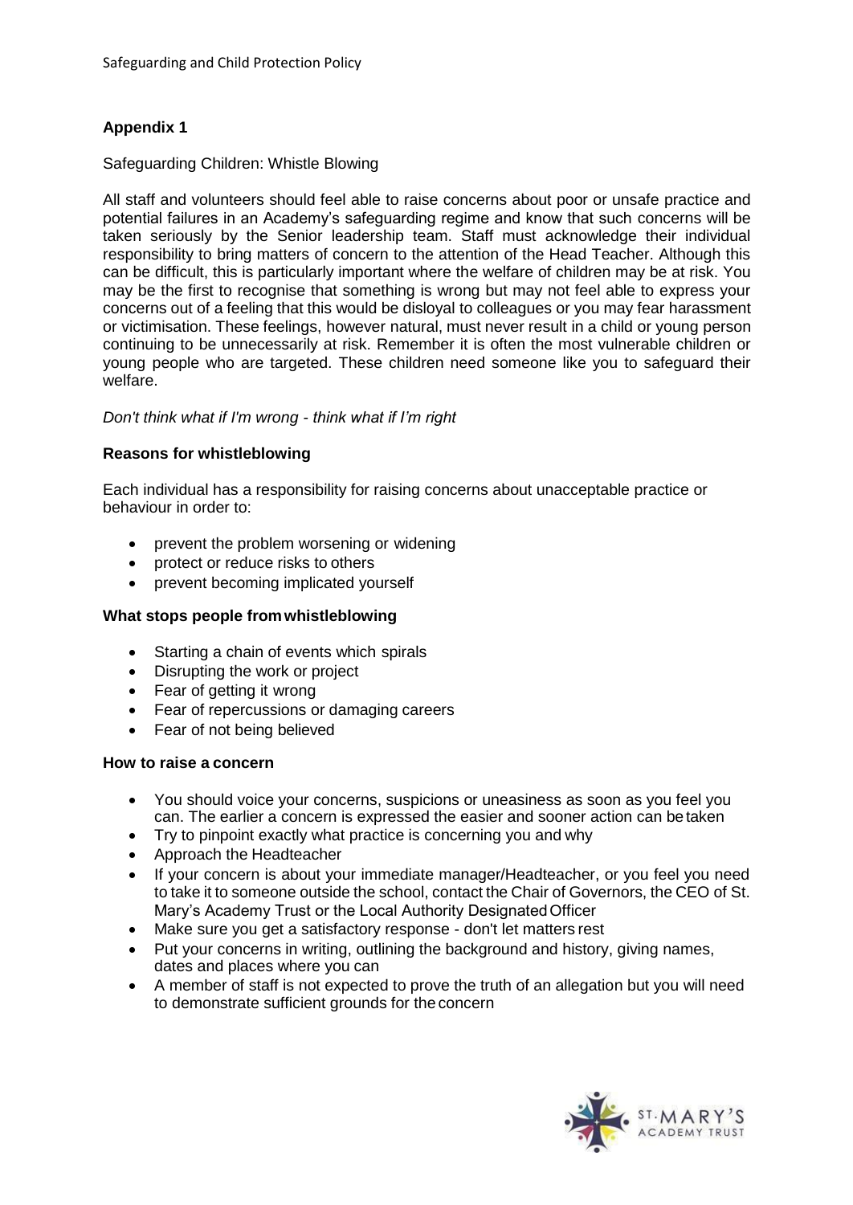## Appendix 1

Safeguarding Children: Whistle Blowing

All staff and volunteers should feel able to raise concerns about poor or unsafe practice and potential failures in an Academy's safeguarding regime and know that such concerns will be taken seriously by the Senior leadership team. Staff must acknowledge their individual responsibility to bring matters of concern to the attention of the Head Teacher. Although this can be difficult, this is particularly important where the welfare of children may be at risk. You may be the first to recognise that something is wrong but may not feel able to express your concerns out of a feeling that this would be disloyal to colleagues or you may fear harassment or victimisation. These feelings, however natural, must never result in a child or young person continuing to be unnecessarily at risk. Remember it is often the most vulnerable children or young people who are targeted. These children need someone like you to safeguard their welfare.

*Don't think what if I'm wrong - think what if I'm right*

### Reasons for whistleblowing

Each individual has a responsibility for raising concerns about unacceptable practice or behaviour in order to:

- prevent the problem worsening or widening
- protect or reduce risks to others
- prevent becoming implicated yourself

### What stops people from whistleblowing

- Starting a chain of events which spirals
- Disrupting the work or project
- Fear of getting it wrong
- Fear of repercussions or damaging careers
- Fear of not being believed

### How to raise a concern

- You should voice your concerns, suspicions or uneasiness as soon as you feel you can. The earlier a concern is expressed the easier and sooner action can be taken
- Try to pinpoint exactly what practice is concerning you and why
- Approach the Headteacher
- If your concern is about your immediate manager/Headteacher, or you feel you need to take it to someone outside the school, contact the Chair of Governors, the CEO of St. Mary's Academy Trust or the Local Authority Designated Officer
- Make sure you get a satisfactory response - don't let matters rest
- Put your concerns in writing, outlining the background and history, giving names, dates and places where you can
- A member of staff is not expected to prove the truth of an allegation but you will need to demonstrate sufficient grounds for the concern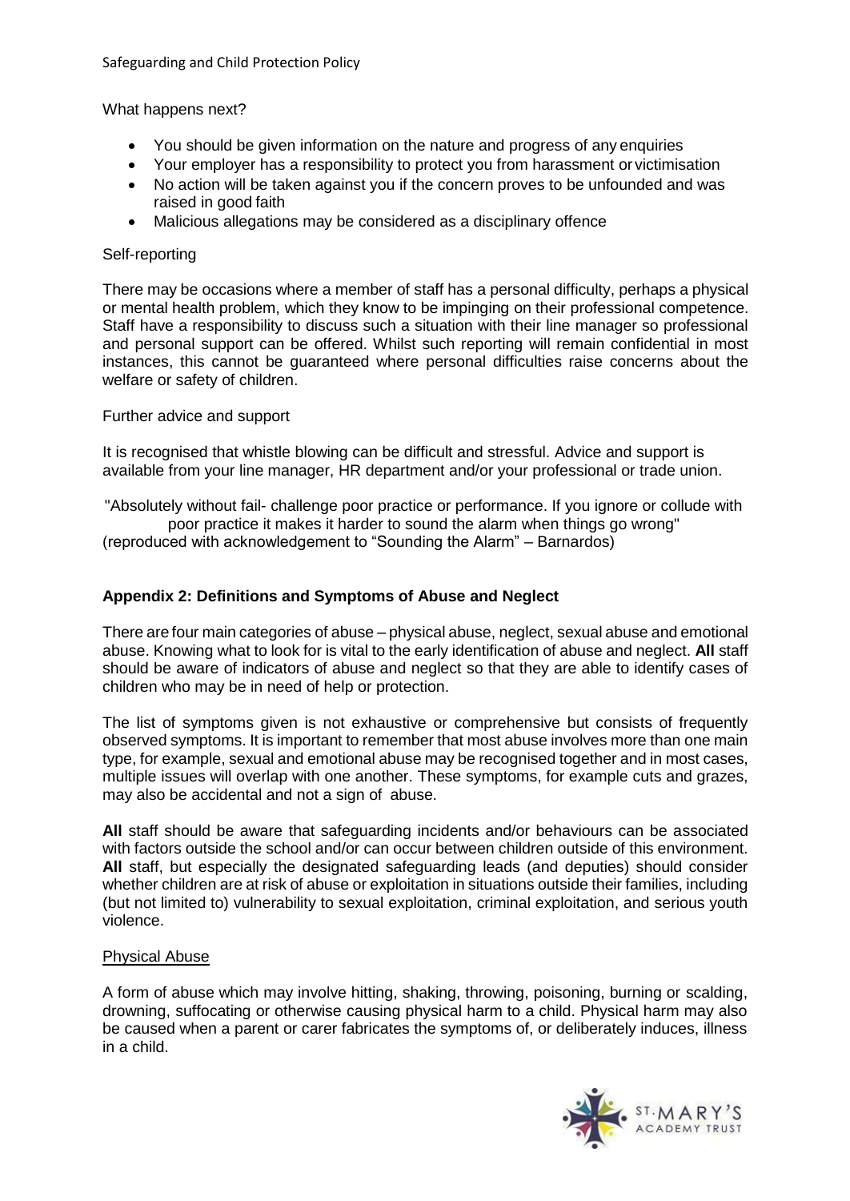What happens next?

- You should be given information on the nature and progress of any enquiries
- Your employer has a responsibility to protect you from harassment or victimisation
- No action will be taken against you if the concern proves to be unfounded and was raised in good faith
- Malicious allegations may be considered as a disciplinary offence

Self-reporting

There may be occasions where a member of staff has a personal difficulty, perhaps a physical or mental health problem, which they know to be impinging on their professional competence. Staff have a responsibility to discuss such a situation with their line manager so professional and personal support can be offered. Whilst such reporting will remain confidential in most instances, this cannot be guaranteed where personal difficulties raise concerns about the welfare or safety of children.

Further advice and support

It is recognised that whistle blowing can be difficult and stressful. Advice and support is available from your line manager, HR department and/or your professional or trade union.

"Absolutely without fail- challenge poor practice or performance. If you ignore or collude with poor practice it makes it harder to sound the alarm when things go wrong"
(reproduced with acknowledgement to "Sounding the Alarm" – Barnardos)

## Appendix 2: Definitions and Symptoms of Abuse and Neglect

There are four main categories of abuse – physical abuse, neglect, sexual abuse and emotional abuse. Knowing what to look for is vital to the early identification of abuse and neglect. **All** staff should be aware of indicators of abuse and neglect so that they are able to identify cases of children who may be in need of help or protection.

The list of symptoms given is not exhaustive or comprehensive but consists of frequently observed symptoms. It is important to remember that most abuse involves more than one main type, for example, sexual and emotional abuse may be recognised together and in most cases, multiple issues will overlap with one another. These symptoms, for example cuts and grazes, may also be accidental and not a sign of abuse.

**All** staff should be aware that safeguarding incidents and/or behaviours can be associated with factors outside the school and/or can occur between children outside of this environment. **All** staff, but especially the designated safeguarding leads (and deputies) should consider whether children are at risk of abuse or exploitation in situations outside their families, including (but not limited to) vulnerability to sexual exploitation, criminal exploitation, and serious youth violence.

### Physical Abuse

A form of abuse which may involve hitting, shaking, throwing, poisoning, burning or scalding, drowning, suffocating or otherwise causing physical harm to a child. Physical harm may also be caused when a parent or carer fabricates the symptoms of, or deliberately induces, illness in a child.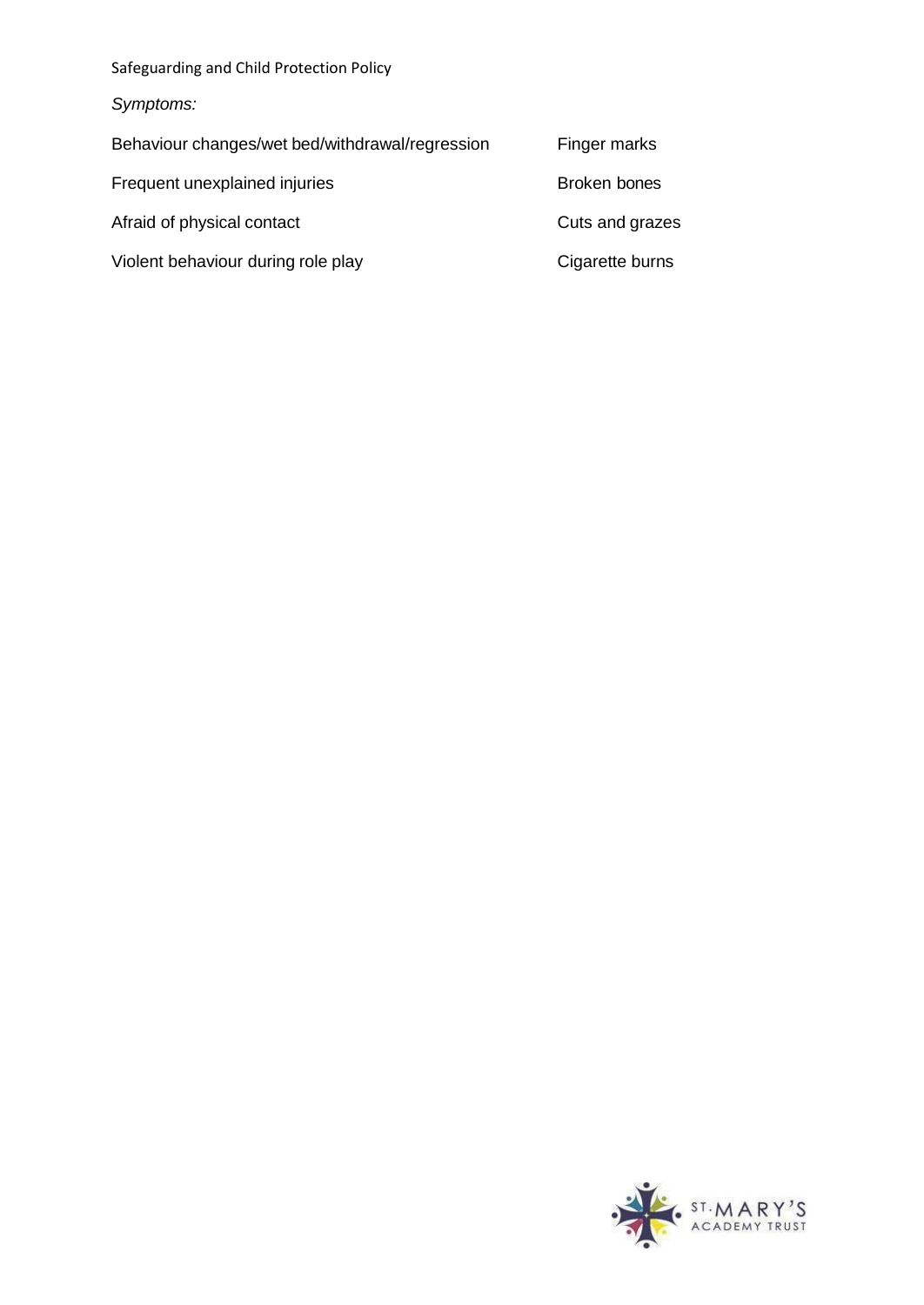*Symptoms:*

| | |
|---|---|
| Behaviour changes/wet bed/withdrawal/regression | Finger marks |
| Frequent unexplained injuries | Broken bones |
| Afraid of physical contact | Cuts and grazes |
| Violent behaviour during role play | Cigarette burns |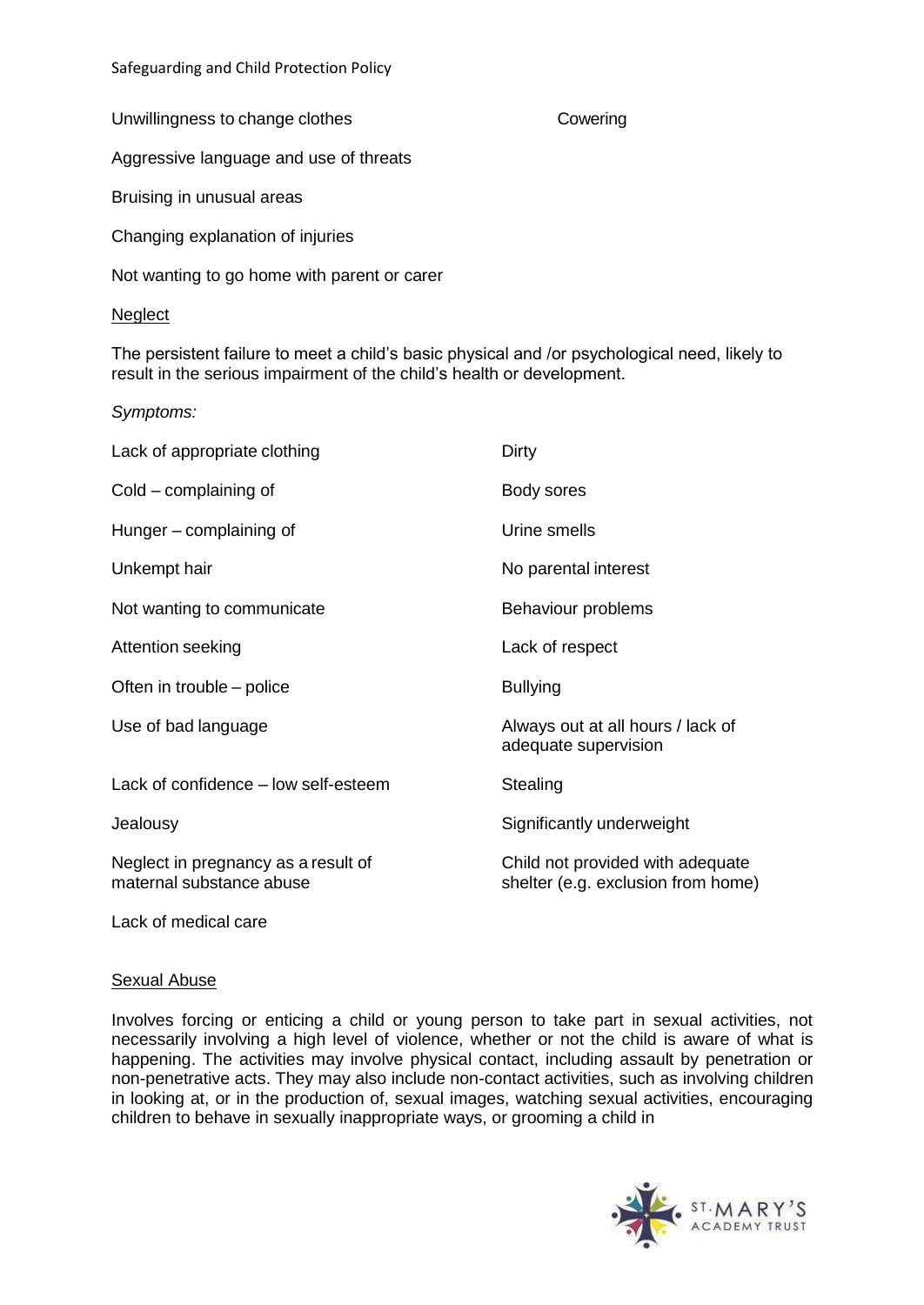Unwillingness to change clothes

Cowering

Aggressive language and use of threats

Bruising in unusual areas

Changing explanation of injuries

Not wanting to go home with parent or carer

Neglect

The persistent failure to meet a child's basic physical and /or psychological need, likely to result in the serious impairment of the child's health or development.

*Symptoms:*

| | |
|---|---|
| Lack of appropriate clothing | Dirty |
| Cold – complaining of | Body sores |
| Hunger – complaining of | Urine smells |
| Unkempt hair | No parental interest |
| Not wanting to communicate | Behaviour problems |
| Attention seeking | Lack of respect |
| Often in trouble – police | Bullying |
| Use of bad language | Always out at all hours / lack of adequate supervision |
| Lack of confidence – low self-esteem | Stealing |
| Jealousy | Significantly underweight |
| Neglect in pregnancy as a result of maternal substance abuse | Child not provided with adequate shelter (e.g. exclusion from home) |
| Lack of medical care | |

Sexual Abuse

Involves forcing or enticing a child or young person to take part in sexual activities, not necessarily involving a high level of violence, whether or not the child is aware of what is happening. The activities may involve physical contact, including assault by penetration or non-penetrative acts. They may also include non-contact activities, such as involving children in looking at, or in the production of, sexual images, watching sexual activities, encouraging children to behave in sexually inappropriate ways, or grooming a child in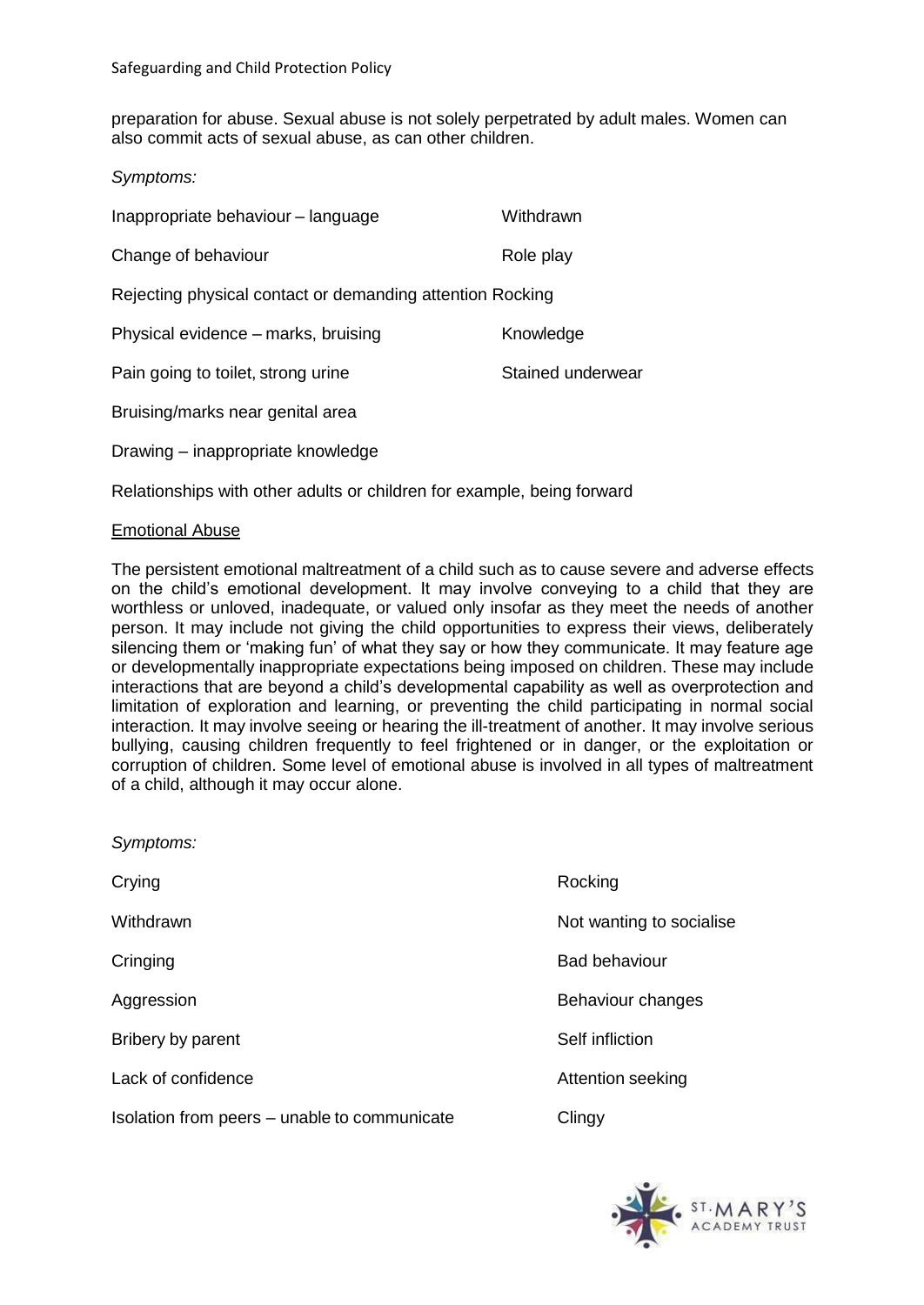preparation for abuse. Sexual abuse is not solely perpetrated by adult males. Women can also commit acts of sexual abuse, as can other children.

*Symptoms:*

| | |
|---|---|
| Inappropriate behaviour – language | Withdrawn |
| Change of behaviour | Role play |
| Rejecting physical contact or demanding attention | Rocking |
| Physical evidence – marks, bruising | Knowledge |
| Pain going to toilet, strong urine | Stained underwear |

Bruising/marks near genital area

Drawing – inappropriate knowledge

Relationships with other adults or children for example, being forward

## Emotional Abuse

The persistent emotional maltreatment of a child such as to cause severe and adverse effects on the child's emotional development. It may involve conveying to a child that they are worthless or unloved, inadequate, or valued only insofar as they meet the needs of another person. It may include not giving the child opportunities to express their views, deliberately silencing them or 'making fun' of what they say or how they communicate. It may feature age or developmentally inappropriate expectations being imposed on children. These may include interactions that are beyond a child's developmental capability as well as overprotection and limitation of exploration and learning, or preventing the child participating in normal social interaction. It may involve seeing or hearing the ill-treatment of another. It may involve serious bullying, causing children frequently to feel frightened or in danger, or the exploitation or corruption of children. Some level of emotional abuse is involved in all types of maltreatment of a child, although it may occur alone.

*Symptoms:*

| | |
|---|---|
| Crying | Rocking |
| Withdrawn | Not wanting to socialise |
| Cringing | Bad behaviour |
| Aggression | Behaviour changes |
| Bribery by parent | Self infliction |
| Lack of confidence | Attention seeking |
| Isolation from peers – unable to communicate | Clingy |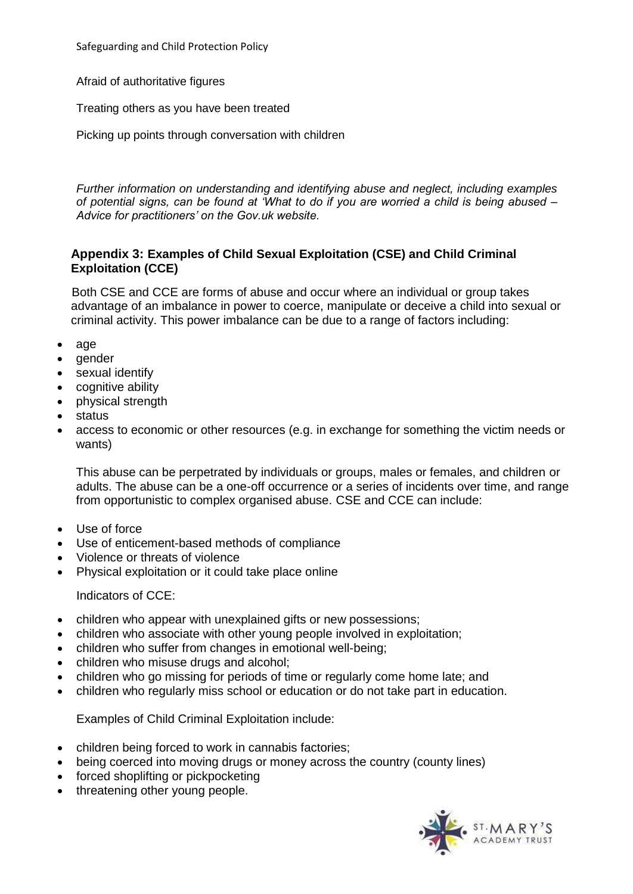Afraid of authoritative figures

Treating others as you have been treated

Picking up points through conversation with children

*Further information on understanding and identifying abuse and neglect, including examples of potential signs, can be found at 'What to do if you are worried a child is being abused – Advice for practitioners' on the Gov.uk website.*

**Appendix 3: Examples of Child Sexual Exploitation (CSE) and Child Criminal Exploitation (CCE)**

Both CSE and CCE are forms of abuse and occur where an individual or group takes advantage of an imbalance in power to coerce, manipulate or deceive a child into sexual or criminal activity. This power imbalance can be due to a range of factors including:

- age
- gender
- sexual identify
- cognitive ability
- physical strength
- status
- access to economic or other resources (e.g. in exchange for something the victim needs or wants)

This abuse can be perpetrated by individuals or groups, males or females, and children or adults. The abuse can be a one-off occurrence or a series of incidents over time, and range from opportunistic to complex organised abuse. CSE and CCE can include:

- Use of force
- Use of enticement-based methods of compliance
- Violence or threats of violence
- Physical exploitation or it could take place online

Indicators of CCE:

- children who appear with unexplained gifts or new possessions;
- children who associate with other young people involved in exploitation;
- children who suffer from changes in emotional well-being;
- children who misuse drugs and alcohol;
- children who go missing for periods of time or regularly come home late; and
- children who regularly miss school or education or do not take part in education.

Examples of Child Criminal Exploitation include:

- children being forced to work in cannabis factories;
- being coerced into moving drugs or money across the country (county lines)
- forced shoplifting or pickpocketing
- threatening other young people.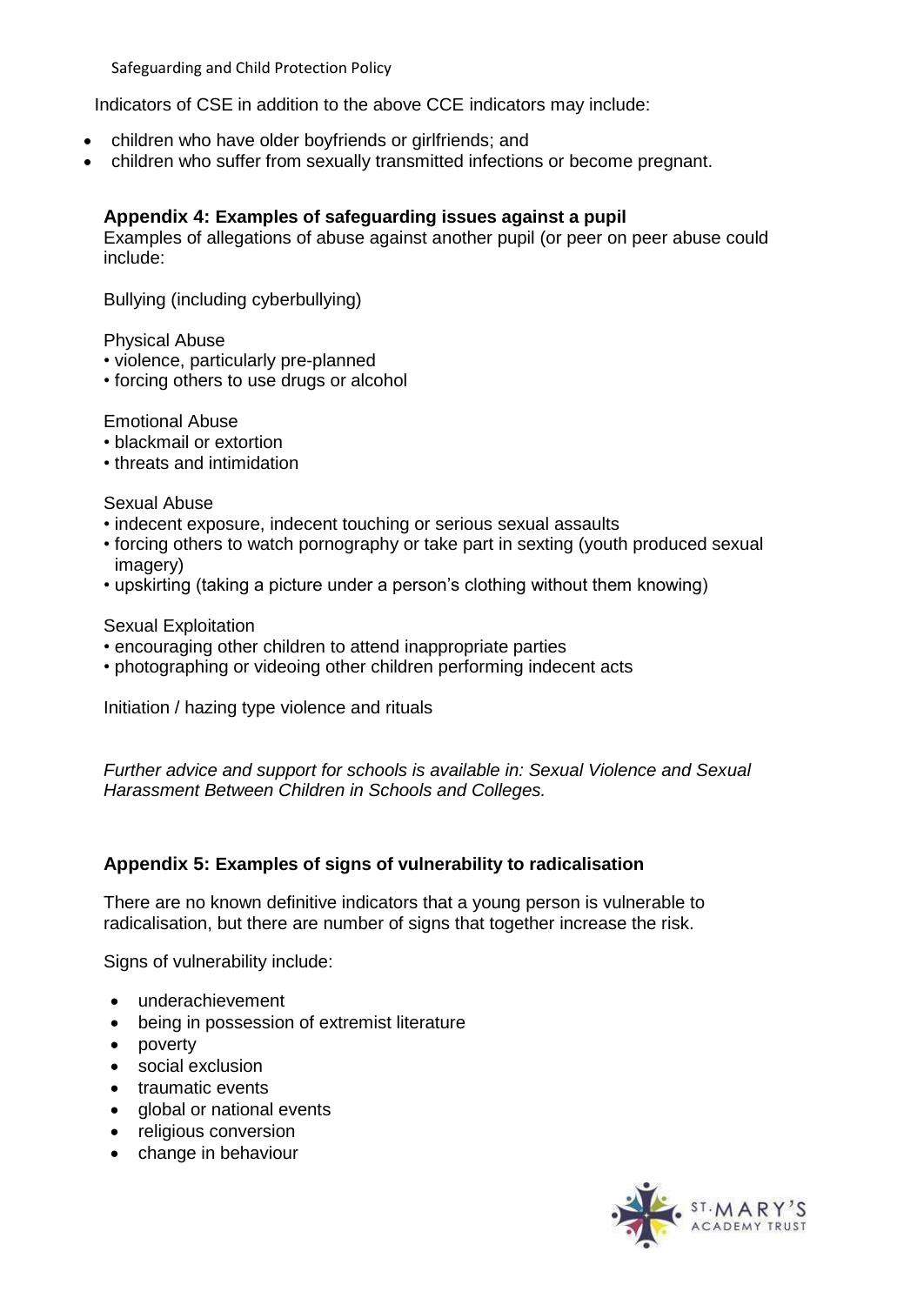Indicators of CSE in addition to the above CCE indicators may include:

- children who have older boyfriends or girlfriends; and
- children who suffer from sexually transmitted infections or become pregnant.

### Appendix 4: Examples of safeguarding issues against a pupil

Examples of allegations of abuse against another pupil (or peer on peer abuse could include:

Bullying (including cyberbullying)

Physical Abuse
- violence, particularly pre-planned
- forcing others to use drugs or alcohol

Emotional Abuse
- blackmail or extortion
- threats and intimidation

Sexual Abuse
- indecent exposure, indecent touching or serious sexual assaults
- forcing others to watch pornography or take part in sexting (youth produced sexual imagery)
- upskirting (taking a picture under a person's clothing without them knowing)

Sexual Exploitation
- encouraging other children to attend inappropriate parties
- photographing or videoing other children performing indecent acts

Initiation / hazing type violence and rituals

*Further advice and support for schools is available in: Sexual Violence and Sexual Harassment Between Children in Schools and Colleges.*

### Appendix 5: Examples of signs of vulnerability to radicalisation

There are no known definitive indicators that a young person is vulnerable to radicalisation, but there are number of signs that together increase the risk.

Signs of vulnerability include:

- underachievement
- being in possession of extremist literature
- poverty
- social exclusion
- traumatic events
- global or national events
- religious conversion
- change in behaviour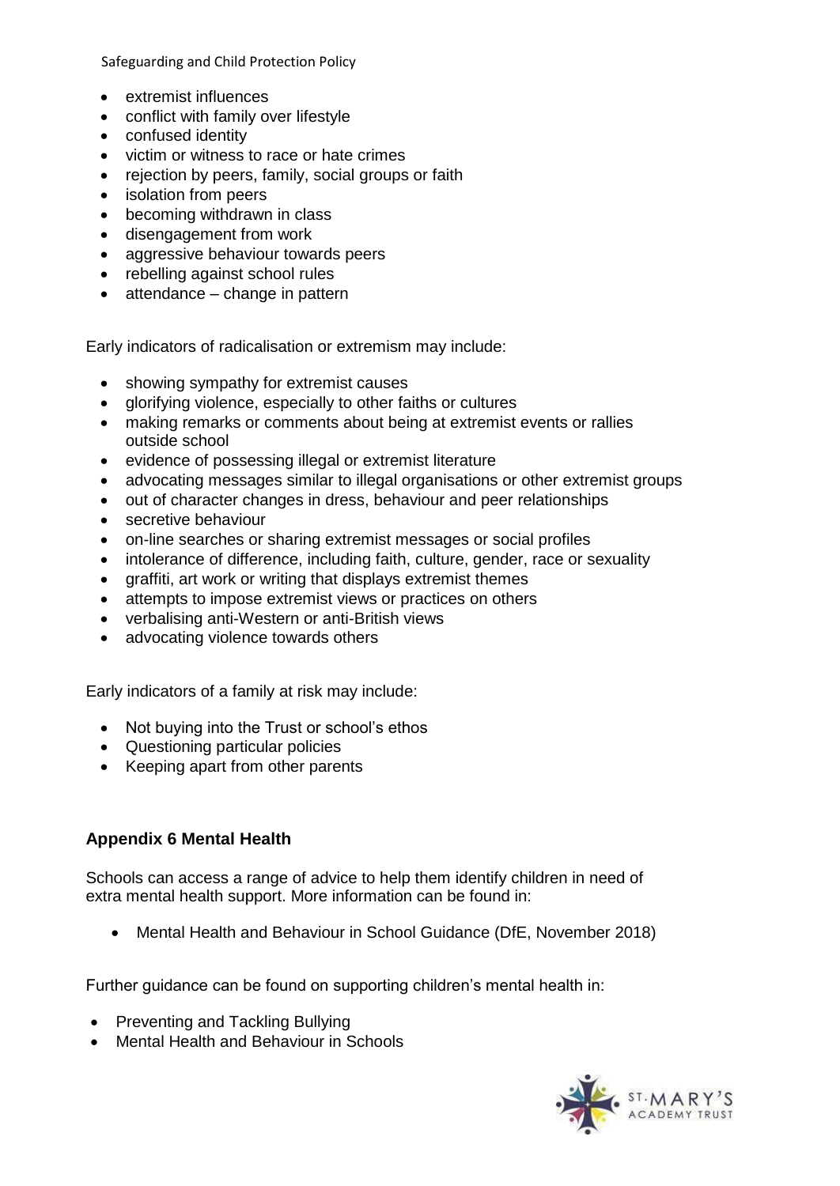- extremist influences
- conflict with family over lifestyle
- confused identity
- victim or witness to race or hate crimes
- rejection by peers, family, social groups or faith
- isolation from peers
- becoming withdrawn in class
- disengagement from work
- aggressive behaviour towards peers
- rebelling against school rules
- attendance – change in pattern

Early indicators of radicalisation or extremism may include:

- showing sympathy for extremist causes
- glorifying violence, especially to other faiths or cultures
- making remarks or comments about being at extremist events or rallies outside school
- evidence of possessing illegal or extremist literature
- advocating messages similar to illegal organisations or other extremist groups
- out of character changes in dress, behaviour and peer relationships
- secretive behaviour
- on-line searches or sharing extremist messages or social profiles
- intolerance of difference, including faith, culture, gender, race or sexuality
- graffiti, art work or writing that displays extremist themes
- attempts to impose extremist views or practices on others
- verbalising anti-Western or anti-British views
- advocating violence towards others

Early indicators of a family at risk may include:

- Not buying into the Trust or school's ethos
- Questioning particular policies
- Keeping apart from other parents

## Appendix 6 Mental Health

Schools can access a range of advice to help them identify children in need of extra mental health support. More information can be found in:

- Mental Health and Behaviour in School Guidance (DfE, November 2018)

Further guidance can be found on supporting children's mental health in:

- Preventing and Tackling Bullying
- Mental Health and Behaviour in Schools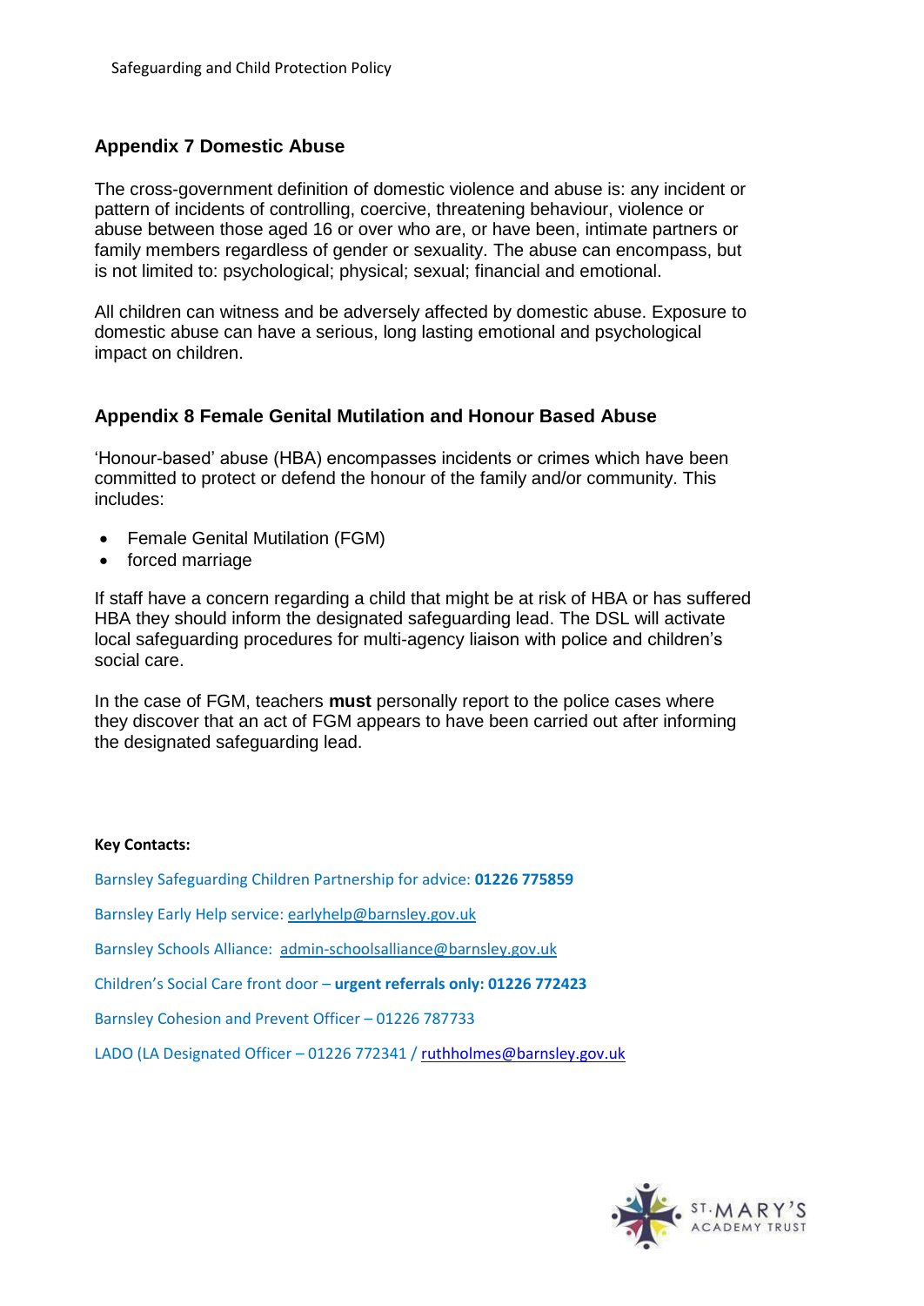## Appendix 7 Domestic Abuse

The cross-government definition of domestic violence and abuse is: any incident or pattern of incidents of controlling, coercive, threatening behaviour, violence or abuse between those aged 16 or over who are, or have been, intimate partners or family members regardless of gender or sexuality. The abuse can encompass, but is not limited to: psychological; physical; sexual; financial and emotional.

All children can witness and be adversely affected by domestic abuse. Exposure to domestic abuse can have a serious, long lasting emotional and psychological impact on children.

## Appendix 8 Female Genital Mutilation and Honour Based Abuse

'Honour-based' abuse (HBA) encompasses incidents or crimes which have been committed to protect or defend the honour of the family and/or community. This includes:

- Female Genital Mutilation (FGM)
- forced marriage

If staff have a concern regarding a child that might be at risk of HBA or has suffered HBA they should inform the designated safeguarding lead. The DSL will activate local safeguarding procedures for multi-agency liaison with police and children's social care.

In the case of FGM, teachers **must** personally report to the police cases where they discover that an act of FGM appears to have been carried out after informing the designated safeguarding lead.

**Key Contacts:**

Barnsley Safeguarding Children Partnership for advice: **01226 775859**

Barnsley Early Help service: earlyhelp@barnsley.gov.uk

Barnsley Schools Alliance: admin-schoolsalliance@barnsley.gov.uk

Children's Social Care front door – **urgent referrals only: 01226 772423**

Barnsley Cohesion and Prevent Officer – 01226 787733

LADO (LA Designated Officer – 01226 772341 / ruthholmes@barnsley.gov.uk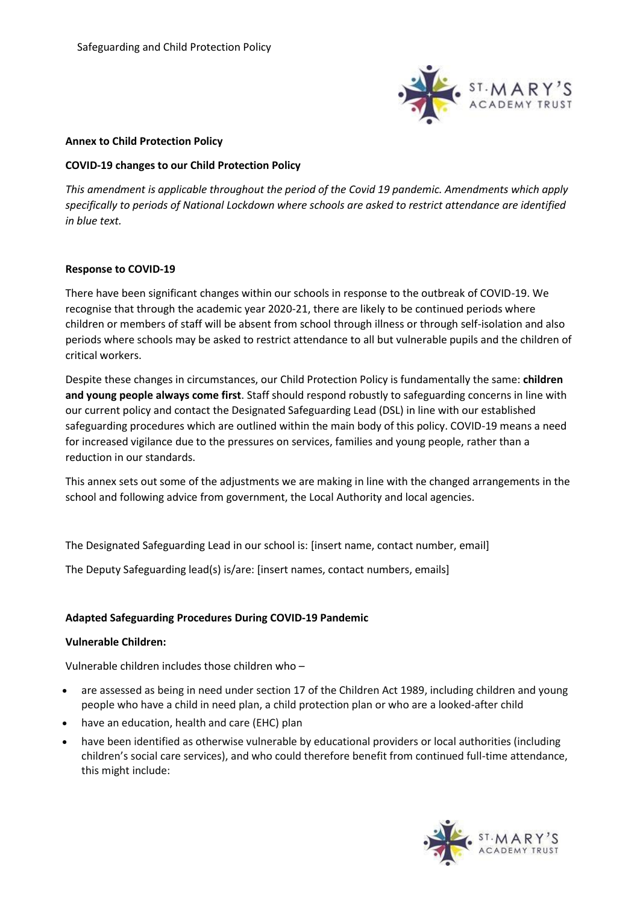**Annex to Child Protection Policy**

**COVID-19 changes to our Child Protection Policy**

*This amendment is applicable throughout the period of the Covid 19 pandemic. Amendments which apply specifically to periods of National Lockdown where schools are asked to restrict attendance are identified in blue text.*

**Response to COVID-19**

There have been significant changes within our schools in response to the outbreak of COVID-19. We recognise that through the academic year 2020-21, there are likely to be continued periods where children or members of staff will be absent from school through illness or through self-isolation and also periods where schools may be asked to restrict attendance to all but vulnerable pupils and the children of critical workers.

Despite these changes in circumstances, our Child Protection Policy is fundamentally the same: **children and young people always come first**. Staff should respond robustly to safeguarding concerns in line with our current policy and contact the Designated Safeguarding Lead (DSL) in line with our established safeguarding procedures which are outlined within the main body of this policy. COVID-19 means a need for increased vigilance due to the pressures on services, families and young people, rather than a reduction in our standards.

This annex sets out some of the adjustments we are making in line with the changed arrangements in the school and following advice from government, the Local Authority and local agencies.

The Designated Safeguarding Lead in our school is: [insert name, contact number, email]

The Deputy Safeguarding lead(s) is/are: [insert names, contact numbers, emails]

**Adapted Safeguarding Procedures During COVID-19 Pandemic**

**Vulnerable Children:**

Vulnerable children includes those children who –

- are assessed as being in need under section 17 of the Children Act 1989, including children and young people who have a child in need plan, a child protection plan or who are a looked-after child
- have an education, health and care (EHC) plan
- have been identified as otherwise vulnerable by educational providers or local authorities (including children's social care services), and who could therefore benefit from continued full-time attendance, this might include: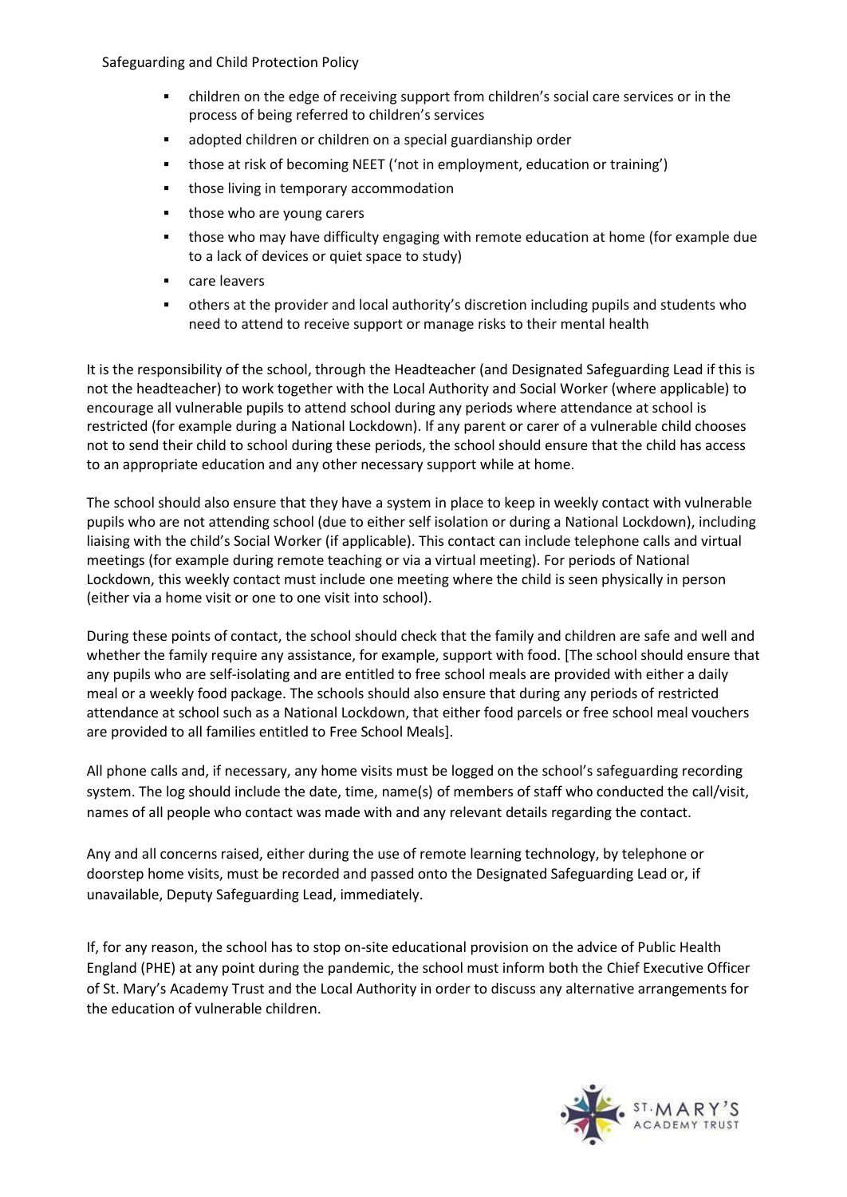- children on the edge of receiving support from children's social care services or in the process of being referred to children's services
- adopted children or children on a special guardianship order
- those at risk of becoming NEET ('not in employment, education or training')
- those living in temporary accommodation
- those who are young carers
- those who may have difficulty engaging with remote education at home (for example due to a lack of devices or quiet space to study)
- care leavers
- others at the provider and local authority's discretion including pupils and students who need to attend to receive support or manage risks to their mental health

It is the responsibility of the school, through the Headteacher (and Designated Safeguarding Lead if this is not the headteacher) to work together with the Local Authority and Social Worker (where applicable) to encourage all vulnerable pupils to attend school during any periods where attendance at school is restricted (for example during a National Lockdown). If any parent or carer of a vulnerable child chooses not to send their child to school during these periods, the school should ensure that the child has access to an appropriate education and any other necessary support while at home.

The school should also ensure that they have a system in place to keep in weekly contact with vulnerable pupils who are not attending school (due to either self isolation or during a National Lockdown), including liaising with the child's Social Worker (if applicable). This contact can include telephone calls and virtual meetings (for example during remote teaching or via a virtual meeting). For periods of National Lockdown, this weekly contact must include one meeting where the child is seen physically in person (either via a home visit or one to one visit into school).

During these points of contact, the school should check that the family and children are safe and well and whether the family require any assistance, for example, support with food. [The school should ensure that any pupils who are self-isolating and are entitled to free school meals are provided with either a daily meal or a weekly food package. The schools should also ensure that during any periods of restricted attendance at school such as a National Lockdown, that either food parcels or free school meal vouchers are provided to all families entitled to Free School Meals].

All phone calls and, if necessary, any home visits must be logged on the school's safeguarding recording system. The log should include the date, time, name(s) of members of staff who conducted the call/visit, names of all people who contact was made with and any relevant details regarding the contact.

Any and all concerns raised, either during the use of remote learning technology, by telephone or doorstep home visits, must be recorded and passed onto the Designated Safeguarding Lead or, if unavailable, Deputy Safeguarding Lead, immediately.

If, for any reason, the school has to stop on-site educational provision on the advice of Public Health England (PHE) at any point during the pandemic, the school must inform both the Chief Executive Officer of St. Mary's Academy Trust and the Local Authority in order to discuss any alternative arrangements for the education of vulnerable children.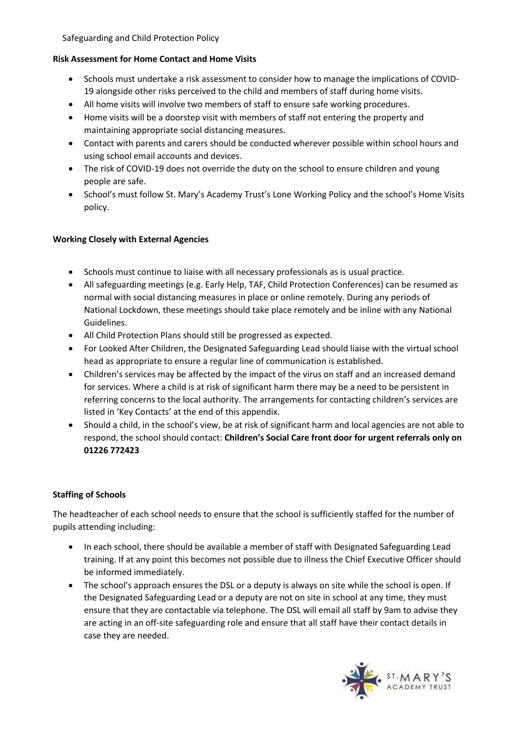**Risk Assessment for Home Contact and Home Visits**

- Schools must undertake a risk assessment to consider how to manage the implications of COVID-19 alongside other risks perceived to the child and members of staff during home visits.
- All home visits will involve two members of staff to ensure safe working procedures.
- Home visits will be a doorstep visit with members of staff not entering the property and maintaining appropriate social distancing measures.
- Contact with parents and carers should be conducted wherever possible within school hours and using school email accounts and devices.
- The risk of COVID-19 does not override the duty on the school to ensure children and young people are safe.
- School's must follow St. Mary's Academy Trust's Lone Working Policy and the school's Home Visits policy.

**Working Closely with External Agencies**

- Schools must continue to liaise with all necessary professionals as is usual practice.
- All safeguarding meetings (e.g. Early Help, TAF, Child Protection Conferences) can be resumed as normal with social distancing measures in place or online remotely. During any periods of National Lockdown, these meetings should take place remotely and be inline with any National Guidelines.
- All Child Protection Plans should still be progressed as expected.
- For Looked After Children, the Designated Safeguarding Lead should liaise with the virtual school head as appropriate to ensure a regular line of communication is established.
- Children's services may be affected by the impact of the virus on staff and an increased demand for services. Where a child is at risk of significant harm there may be a need to be persistent in referring concerns to the local authority. The arrangements for contacting children's services are listed in 'Key Contacts' at the end of this appendix.
- Should a child, in the school's view, be at risk of significant harm and local agencies are not able to respond, the school should contact: **Children's Social Care front door for urgent referrals only on 01226 772423**

**Staffing of Schools**

The headteacher of each school needs to ensure that the school is sufficiently staffed for the number of pupils attending including:

- In each school, there should be available a member of staff with Designated Safeguarding Lead training. If at any point this becomes not possible due to illness the Chief Executive Officer should be informed immediately.
- The school's approach ensures the DSL or a deputy is always on site while the school is open. If the Designated Safeguarding Lead or a deputy are not on site in school at any time, they must ensure that they are contactable via telephone. The DSL will email all staff by 9am to advise they are acting in an off-site safeguarding role and ensure that all staff have their contact details in case they are needed.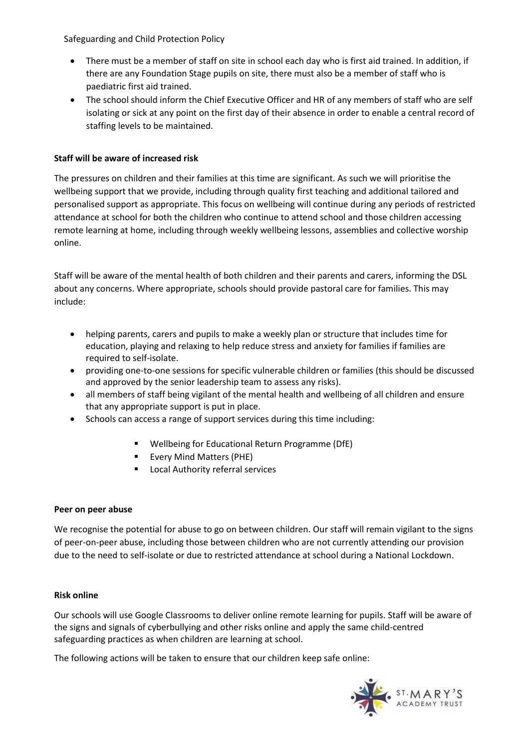- There must be a member of staff on site in school each day who is first aid trained. In addition, if there are any Foundation Stage pupils on site, there must also be a member of staff who is paediatric first aid trained.
- The school should inform the Chief Executive Officer and HR of any members of staff who are self isolating or sick at any point on the first day of their absence in order to enable a central record of staffing levels to be maintained.

**Staff will be aware of increased risk**

The pressures on children and their families at this time are significant. As such we will prioritise the wellbeing support that we provide, including through quality first teaching and additional tailored and personalised support as appropriate. This focus on wellbeing will continue during any periods of restricted attendance at school for both the children who continue to attend school and those children accessing remote learning at home, including through weekly wellbeing lessons, assemblies and collective worship online.

Staff will be aware of the mental health of both children and their parents and carers, informing the DSL about any concerns. Where appropriate, schools should provide pastoral care for families. This may include:

- helping parents, carers and pupils to make a weekly plan or structure that includes time for education, playing and relaxing to help reduce stress and anxiety for families if families are required to self-isolate.
- providing one-to-one sessions for specific vulnerable children or families (this should be discussed and approved by the senior leadership team to assess any risks).
- all members of staff being vigilant of the mental health and wellbeing of all children and ensure that any appropriate support is put in place.
- Schools can access a range of support services during this time including:
    - Wellbeing for Educational Return Programme (DfE)
    - Every Mind Matters (PHE)
    - Local Authority referral services

**Peer on peer abuse**

We recognise the potential for abuse to go on between children. Our staff will remain vigilant to the signs of peer-on-peer abuse, including those between children who are not currently attending our provision due to the need to self-isolate or due to restricted attendance at school during a National Lockdown.

**Risk online**

Our schools will use Google Classrooms to deliver online remote learning for pupils. Staff will be aware of the signs and signals of cyberbullying and other risks online and apply the same child-centred safeguarding practices as when children are learning at school.

The following actions will be taken to ensure that our children keep safe online: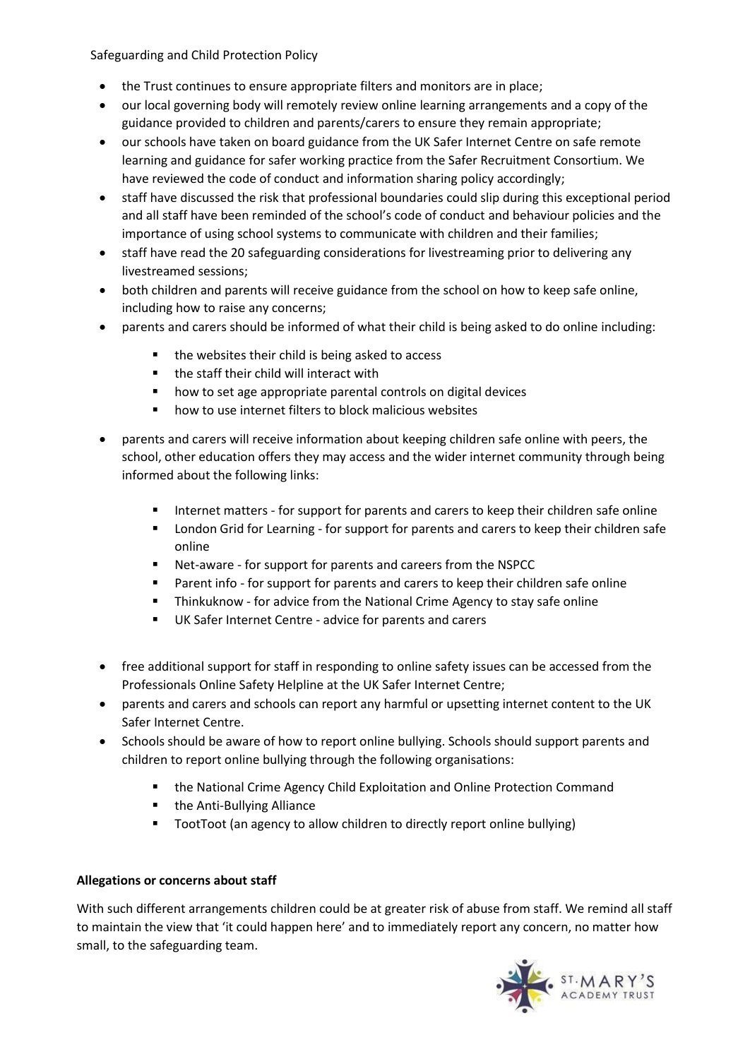- the Trust continues to ensure appropriate filters and monitors are in place;
- our local governing body will remotely review online learning arrangements and a copy of the guidance provided to children and parents/carers to ensure they remain appropriate;
- our schools have taken on board guidance from the UK Safer Internet Centre on safe remote learning and guidance for safer working practice from the Safer Recruitment Consortium. We have reviewed the code of conduct and information sharing policy accordingly;
- staff have discussed the risk that professional boundaries could slip during this exceptional period and all staff have been reminded of the school's code of conduct and behaviour policies and the importance of using school systems to communicate with children and their families;
- staff have read the 20 safeguarding considerations for livestreaming prior to delivering any livestreamed sessions;
- both children and parents will receive guidance from the school on how to keep safe online, including how to raise any concerns;
- parents and carers should be informed of what their child is being asked to do online including:
    - the websites their child is being asked to access
    - the staff their child will interact with
    - how to set age appropriate parental controls on digital devices
    - how to use internet filters to block malicious websites
- parents and carers will receive information about keeping children safe online with peers, the school, other education offers they may access and the wider internet community through being informed about the following links:
    - Internet matters - for support for parents and carers to keep their children safe online
    - London Grid for Learning - for support for parents and carers to keep their children safe online
    - Net-aware - for support for parents and careers from the NSPCC
    - Parent info - for support for parents and carers to keep their children safe online
    - Thinkuknow - for advice from the National Crime Agency to stay safe online
    - UK Safer Internet Centre - advice for parents and carers
- free additional support for staff in responding to online safety issues can be accessed from the Professionals Online Safety Helpline at the UK Safer Internet Centre;
- parents and carers and schools can report any harmful or upsetting internet content to the UK Safer Internet Centre.
- Schools should be aware of how to report online bullying. Schools should support parents and children to report online bullying through the following organisations:
    - the National Crime Agency Child Exploitation and Online Protection Command
    - the Anti-Bullying Alliance
    - TootToot (an agency to allow children to directly report online bullying)

**Allegations or concerns about staff**

With such different arrangements children could be at greater risk of abuse from staff. We remind all staff to maintain the view that 'it could happen here' and to immediately report any concern, no matter how small, to the safeguarding team.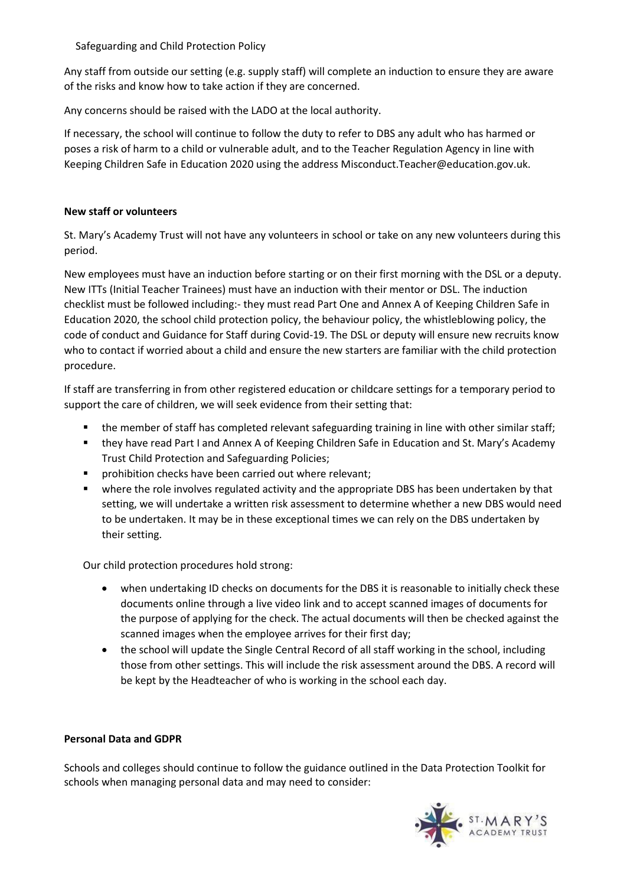Any staff from outside our setting (e.g. supply staff) will complete an induction to ensure they are aware of the risks and know how to take action if they are concerned.

Any concerns should be raised with the LADO at the local authority.

If necessary, the school will continue to follow the duty to refer to DBS any adult who has harmed or poses a risk of harm to a child or vulnerable adult, and to the Teacher Regulation Agency in line with Keeping Children Safe in Education 2020 using the address Misconduct.Teacher@education.gov.uk.

**New staff or volunteers**

St. Mary's Academy Trust will not have any volunteers in school or take on any new volunteers during this period.

New employees must have an induction before starting or on their first morning with the DSL or a deputy. New ITTs (Initial Teacher Trainees) must have an induction with their mentor or DSL. The induction checklist must be followed including:- they must read Part One and Annex A of Keeping Children Safe in Education 2020, the school child protection policy, the behaviour policy, the whistleblowing policy, the code of conduct and Guidance for Staff during Covid-19. The DSL or deputy will ensure new recruits know who to contact if worried about a child and ensure the new starters are familiar with the child protection procedure.

If staff are transferring in from other registered education or childcare settings for a temporary period to support the care of children, we will seek evidence from their setting that:

- the member of staff has completed relevant safeguarding training in line with other similar staff;
- they have read Part I and Annex A of Keeping Children Safe in Education and St. Mary's Academy Trust Child Protection and Safeguarding Policies;
- prohibition checks have been carried out where relevant;
- where the role involves regulated activity and the appropriate DBS has been undertaken by that setting, we will undertake a written risk assessment to determine whether a new DBS would need to be undertaken. It may be in these exceptional times we can rely on the DBS undertaken by their setting.

Our child protection procedures hold strong:

- when undertaking ID checks on documents for the DBS it is reasonable to initially check these documents online through a live video link and to accept scanned images of documents for the purpose of applying for the check. The actual documents will then be checked against the scanned images when the employee arrives for their first day;
- the school will update the Single Central Record of all staff working in the school, including those from other settings. This will include the risk assessment around the DBS. A record will be kept by the Headteacher of who is working in the school each day.

**Personal Data and GDPR**

Schools and colleges should continue to follow the guidance outlined in the Data Protection Toolkit for schools when managing personal data and may need to consider: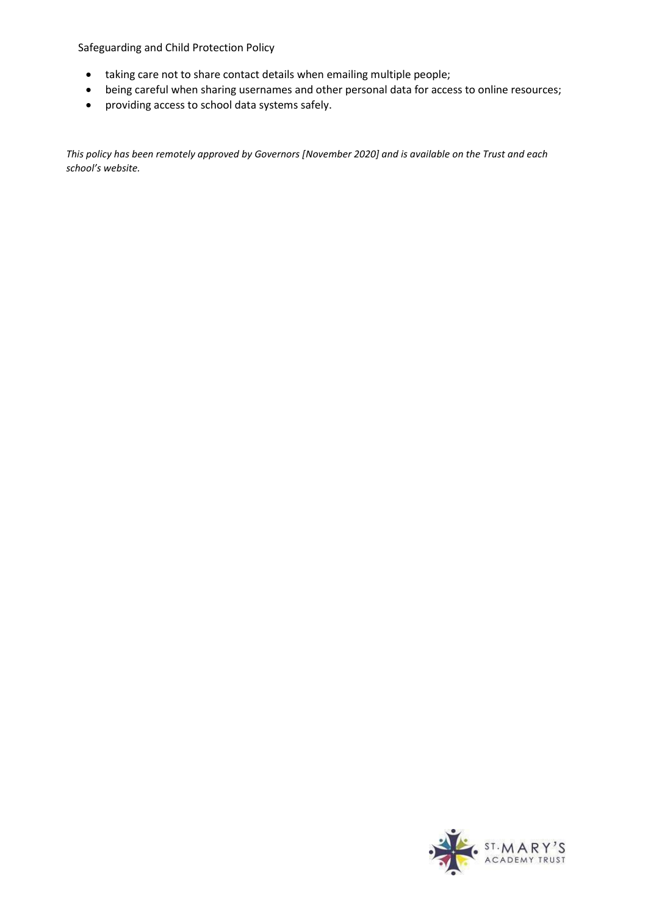- taking care not to share contact details when emailing multiple people;
- being careful when sharing usernames and other personal data for access to online resources;
- providing access to school data systems safely.

*This policy has been remotely approved by Governors [November 2020] and is available on the Trust and each school's website.*